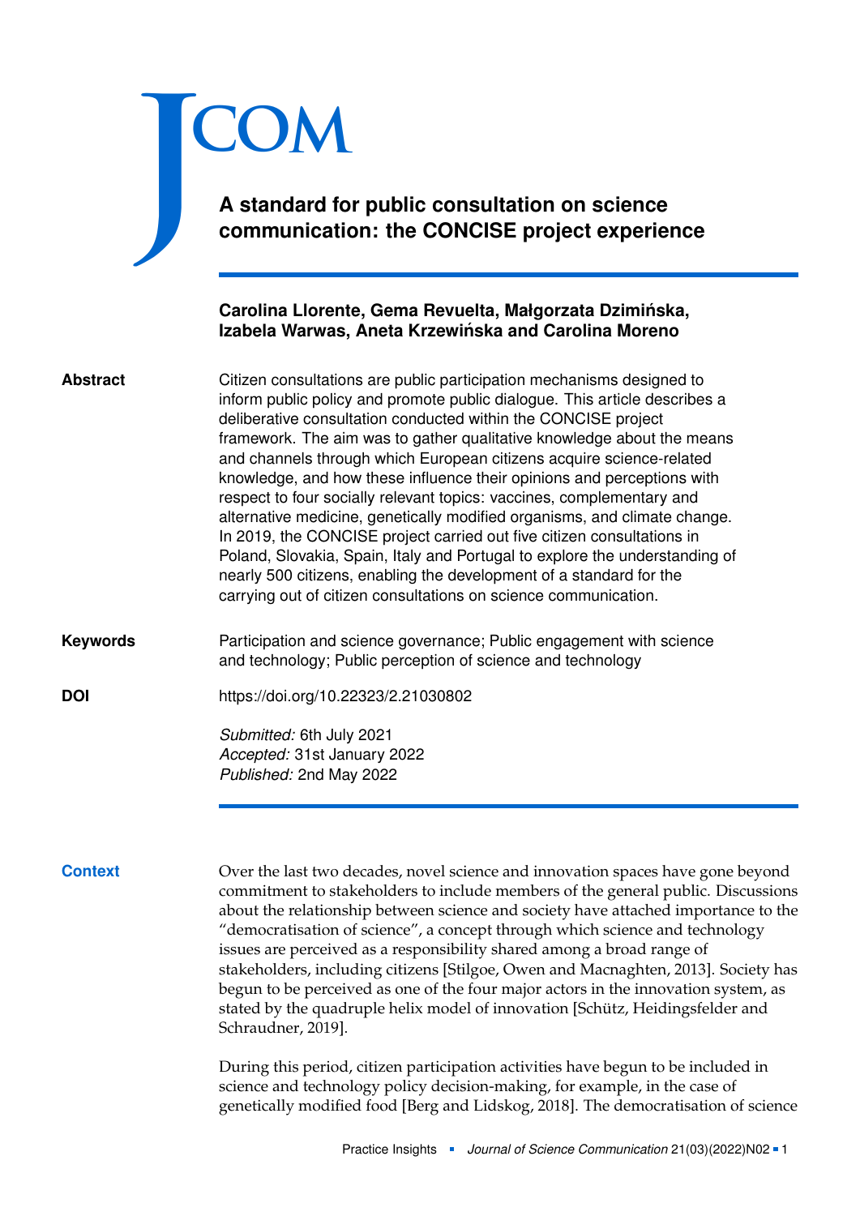# A standard for public consultation on science communication: the CONCISE project experience

**Carolina Llorente, Gema Revuelta, Małgorzata Dzimińska, Izabela Warwas, Aneta Krzewińska and Carolina Moreno**

**Abstract**

Citizen consultations are public participation mechanisms designed to inform public policy and promote public dialogue. This article describes a deliberative consultation conducted within the CONCISE project framework. The aim was to gather qualitative knowledge about the means and channels through which European citizens acquire science-related knowledge, and how these influence their opinions and perceptions with respect to four socially relevant topics: vaccines, complementary and alternative medicine, genetically modified organisms, and climate change. In 2019, the CONCISE project carried out five citizen consultations in Poland, Slovakia, Spain, Italy and Portugal to explore the understanding of nearly 500 citizens, enabling the development of a standard for the carrying out of citizen consultations on science communication.

**Keywords**

Participation and science governance; Public engagement with science and technology; Public perception of science and technology

**DOI**

https://doi.org/10.22323/2.21030802

*Submitted:* 6th July 2021
*Accepted:* 31st January 2022
*Published:* 2nd May 2022

## Context

Over the last two decades, novel science and innovation spaces have gone beyond commitment to stakeholders to include members of the general public. Discussions about the relationship between science and society have attached importance to the "democratisation of science", a concept through which science and technology issues are perceived as a responsibility shared among a broad range of stakeholders, including citizens [Stilgoe, Owen and Macnaghten, 2013]. Society has begun to be perceived as one of the four major actors in the innovation system, as stated by the quadruple helix model of innovation [Schütz, Heidingsfelder and Schraudner, 2019].

During this period, citizen participation activities have begun to be included in science and technology policy decision-making, for example, in the case of genetically modified food [Berg and Lidskog, 2018]. The democratisation of science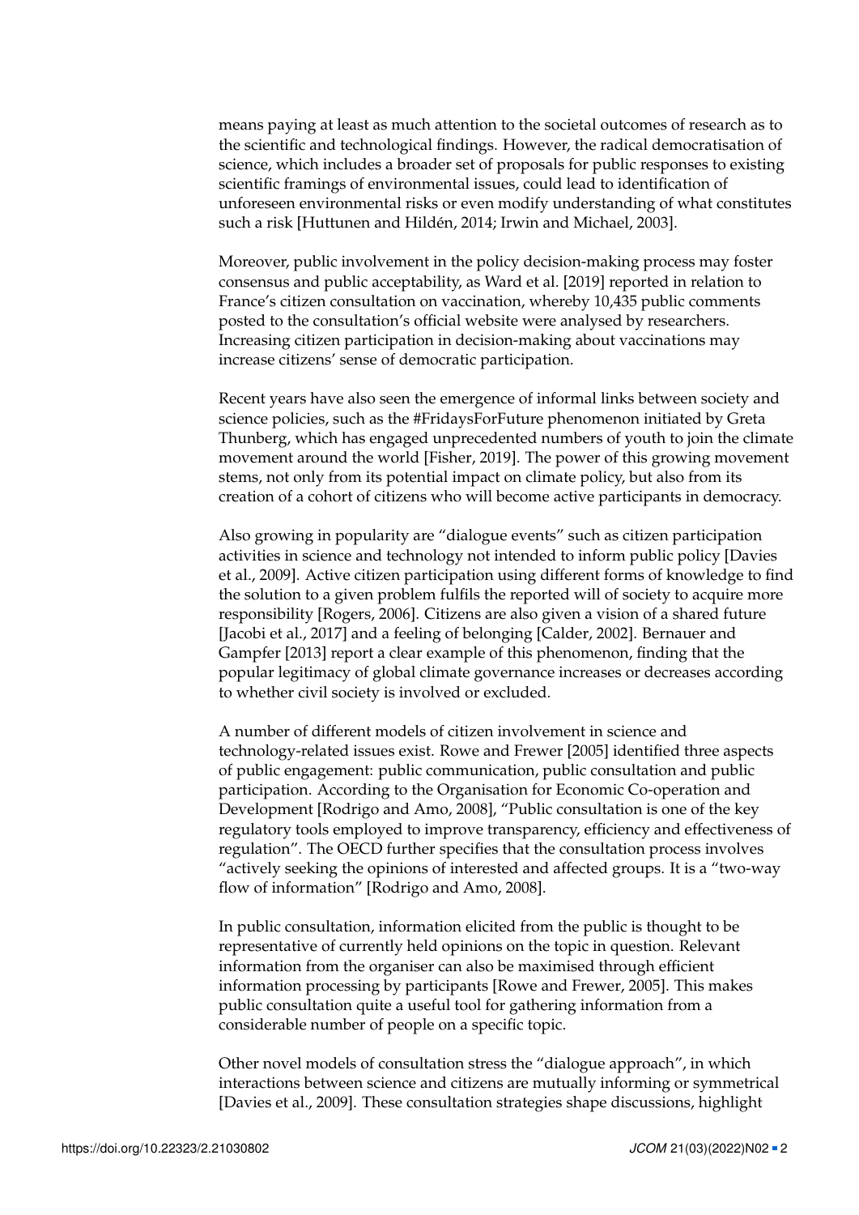means paying at least as much attention to the societal outcomes of research as to the scientific and technological findings. However, the radical democratisation of science, which includes a broader set of proposals for public responses to existing scientific framings of environmental issues, could lead to identification of unforeseen environmental risks or even modify understanding of what constitutes such a risk [Huttunen and Hildén, 2014; Irwin and Michael, 2003].

Moreover, public involvement in the policy decision-making process may foster consensus and public acceptability, as Ward et al. [2019] reported in relation to France's citizen consultation on vaccination, whereby 10,435 public comments posted to the consultation's official website were analysed by researchers. Increasing citizen participation in decision-making about vaccinations may increase citizens' sense of democratic participation.

Recent years have also seen the emergence of informal links between society and science policies, such as the #FridaysForFuture phenomenon initiated by Greta Thunberg, which has engaged unprecedented numbers of youth to join the climate movement around the world [Fisher, 2019]. The power of this growing movement stems, not only from its potential impact on climate policy, but also from its creation of a cohort of citizens who will become active participants in democracy.

Also growing in popularity are "dialogue events" such as citizen participation activities in science and technology not intended to inform public policy [Davies et al., 2009]. Active citizen participation using different forms of knowledge to find the solution to a given problem fulfils the reported will of society to acquire more responsibility [Rogers, 2006]. Citizens are also given a vision of a shared future [Jacobi et al., 2017] and a feeling of belonging [Calder, 2002]. Bernauer and Gampfer [2013] report a clear example of this phenomenon, finding that the popular legitimacy of global climate governance increases or decreases according to whether civil society is involved or excluded.

A number of different models of citizen involvement in science and technology-related issues exist. Rowe and Frewer [2005] identified three aspects of public engagement: public communication, public consultation and public participation. According to the Organisation for Economic Co-operation and Development [Rodrigo and Amo, 2008], "Public consultation is one of the key regulatory tools employed to improve transparency, efficiency and effectiveness of regulation". The OECD further specifies that the consultation process involves "actively seeking the opinions of interested and affected groups. It is a "two-way flow of information" [Rodrigo and Amo, 2008].

In public consultation, information elicited from the public is thought to be representative of currently held opinions on the topic in question. Relevant information from the organiser can also be maximised through efficient information processing by participants [Rowe and Frewer, 2005]. This makes public consultation quite a useful tool for gathering information from a considerable number of people on a specific topic.

Other novel models of consultation stress the "dialogue approach", in which interactions between science and citizens are mutually informing or symmetrical [Davies et al., 2009]. These consultation strategies shape discussions, highlight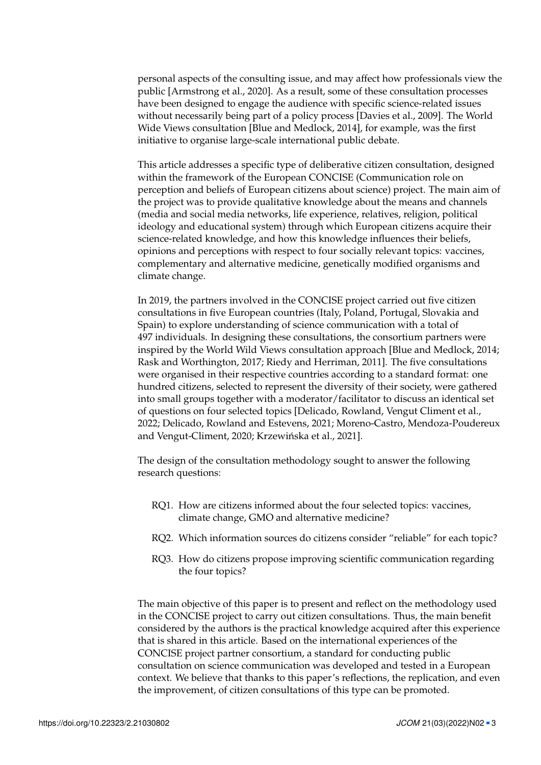personal aspects of the consulting issue, and may affect how professionals view the public [Armstrong et al., 2020]. As a result, some of these consultation processes have been designed to engage the audience with specific science-related issues without necessarily being part of a policy process [Davies et al., 2009]. The World Wide Views consultation [Blue and Medlock, 2014], for example, was the first initiative to organise large-scale international public debate.

This article addresses a specific type of deliberative citizen consultation, designed within the framework of the European CONCISE (Communication role on perception and beliefs of European citizens about science) project. The main aim of the project was to provide qualitative knowledge about the means and channels (media and social media networks, life experience, relatives, religion, political ideology and educational system) through which European citizens acquire their science-related knowledge, and how this knowledge influences their beliefs, opinions and perceptions with respect to four socially relevant topics: vaccines, complementary and alternative medicine, genetically modified organisms and climate change.

In 2019, the partners involved in the CONCISE project carried out five citizen consultations in five European countries (Italy, Poland, Portugal, Slovakia and Spain) to explore understanding of science communication with a total of 497 individuals. In designing these consultations, the consortium partners were inspired by the World Wild Views consultation approach [Blue and Medlock, 2014; Rask and Worthington, 2017; Riedy and Herriman, 2011]. The five consultations were organised in their respective countries according to a standard format: one hundred citizens, selected to represent the diversity of their society, were gathered into small groups together with a moderator/facilitator to discuss an identical set of questions on four selected topics [Delicado, Rowland, Vengut Climent et al., 2022; Delicado, Rowland and Estevens, 2021; Moreno-Castro, Mendoza-Poudereux and Vengut-Climent, 2020; Krzewińska et al., 2021].

The design of the consultation methodology sought to answer the following research questions:

- RQ1. How are citizens informed about the four selected topics: vaccines, climate change, GMO and alternative medicine?
- RQ2. Which information sources do citizens consider "reliable" for each topic?
- RQ3. How do citizens propose improving scientific communication regarding the four topics?

The main objective of this paper is to present and reflect on the methodology used in the CONCISE project to carry out citizen consultations. Thus, the main benefit considered by the authors is the practical knowledge acquired after this experience that is shared in this article. Based on the international experiences of the CONCISE project partner consortium, a standard for conducting public consultation on science communication was developed and tested in a European context. We believe that thanks to this paper's reflections, the replication, and even the improvement, of citizen consultations of this type can be promoted.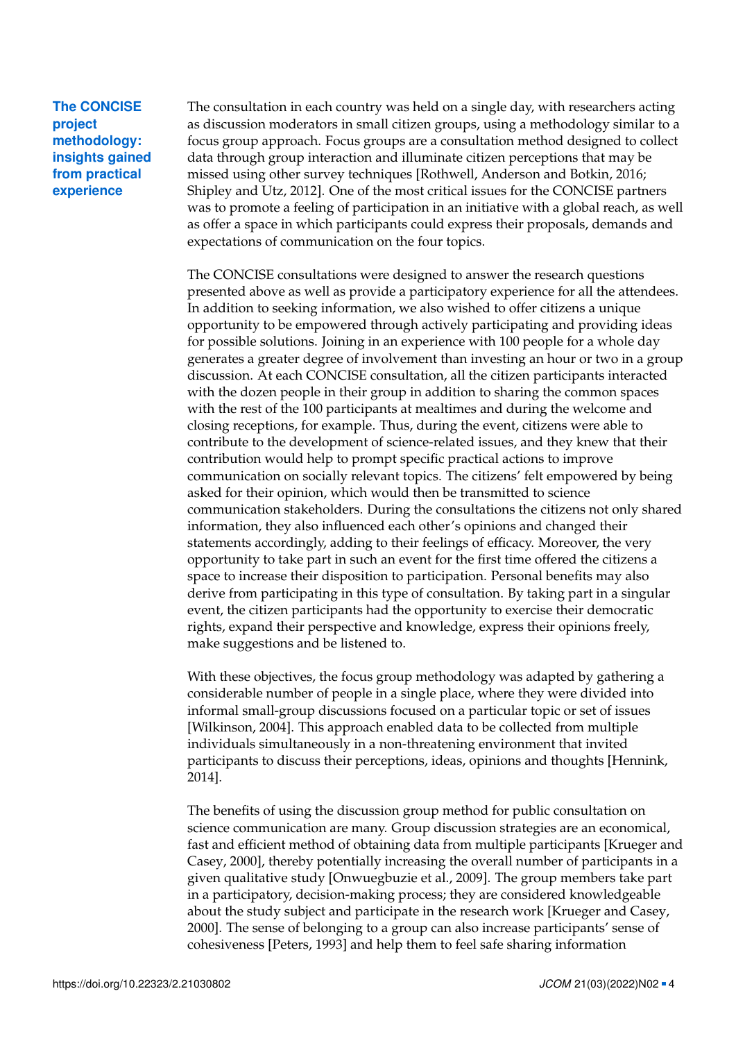## The CONCISE project methodology: insights gained from practical experience

The consultation in each country was held on a single day, with researchers acting as discussion moderators in small citizen groups, using a methodology similar to a focus group approach. Focus groups are a consultation method designed to collect data through group interaction and illuminate citizen perceptions that may be missed using other survey techniques [Rothwell, Anderson and Botkin, 2016; Shipley and Utz, 2012]. One of the most critical issues for the CONCISE partners was to promote a feeling of participation in an initiative with a global reach, as well as offer a space in which participants could express their proposals, demands and expectations of communication on the four topics.

The CONCISE consultations were designed to answer the research questions presented above as well as provide a participatory experience for all the attendees. In addition to seeking information, we also wished to offer citizens a unique opportunity to be empowered through actively participating and providing ideas for possible solutions. Joining in an experience with 100 people for a whole day generates a greater degree of involvement than investing an hour or two in a group discussion. At each CONCISE consultation, all the citizen participants interacted with the dozen people in their group in addition to sharing the common spaces with the rest of the 100 participants at mealtimes and during the welcome and closing receptions, for example. Thus, during the event, citizens were able to contribute to the development of science-related issues, and they knew that their contribution would help to prompt specific practical actions to improve communication on socially relevant topics. The citizens' felt empowered by being asked for their opinion, which would then be transmitted to science communication stakeholders. During the consultations the citizens not only shared information, they also influenced each other's opinions and changed their statements accordingly, adding to their feelings of efficacy. Moreover, the very opportunity to take part in such an event for the first time offered the citizens a space to increase their disposition to participation. Personal benefits may also derive from participating in this type of consultation. By taking part in a singular event, the citizen participants had the opportunity to exercise their democratic rights, expand their perspective and knowledge, express their opinions freely, make suggestions and be listened to.

With these objectives, the focus group methodology was adapted by gathering a considerable number of people in a single place, where they were divided into informal small-group discussions focused on a particular topic or set of issues [Wilkinson, 2004]. This approach enabled data to be collected from multiple individuals simultaneously in a non-threatening environment that invited participants to discuss their perceptions, ideas, opinions and thoughts [Hennink, 2014].

The benefits of using the discussion group method for public consultation on science communication are many. Group discussion strategies are an economical, fast and efficient method of obtaining data from multiple participants [Krueger and Casey, 2000], thereby potentially increasing the overall number of participants in a given qualitative study [Onwuegbuzie et al., 2009]. The group members take part in a participatory, decision-making process; they are considered knowledgeable about the study subject and participate in the research work [Krueger and Casey, 2000]. The sense of belonging to a group can also increase participants' sense of cohesiveness [Peters, 1993] and help them to feel safe sharing information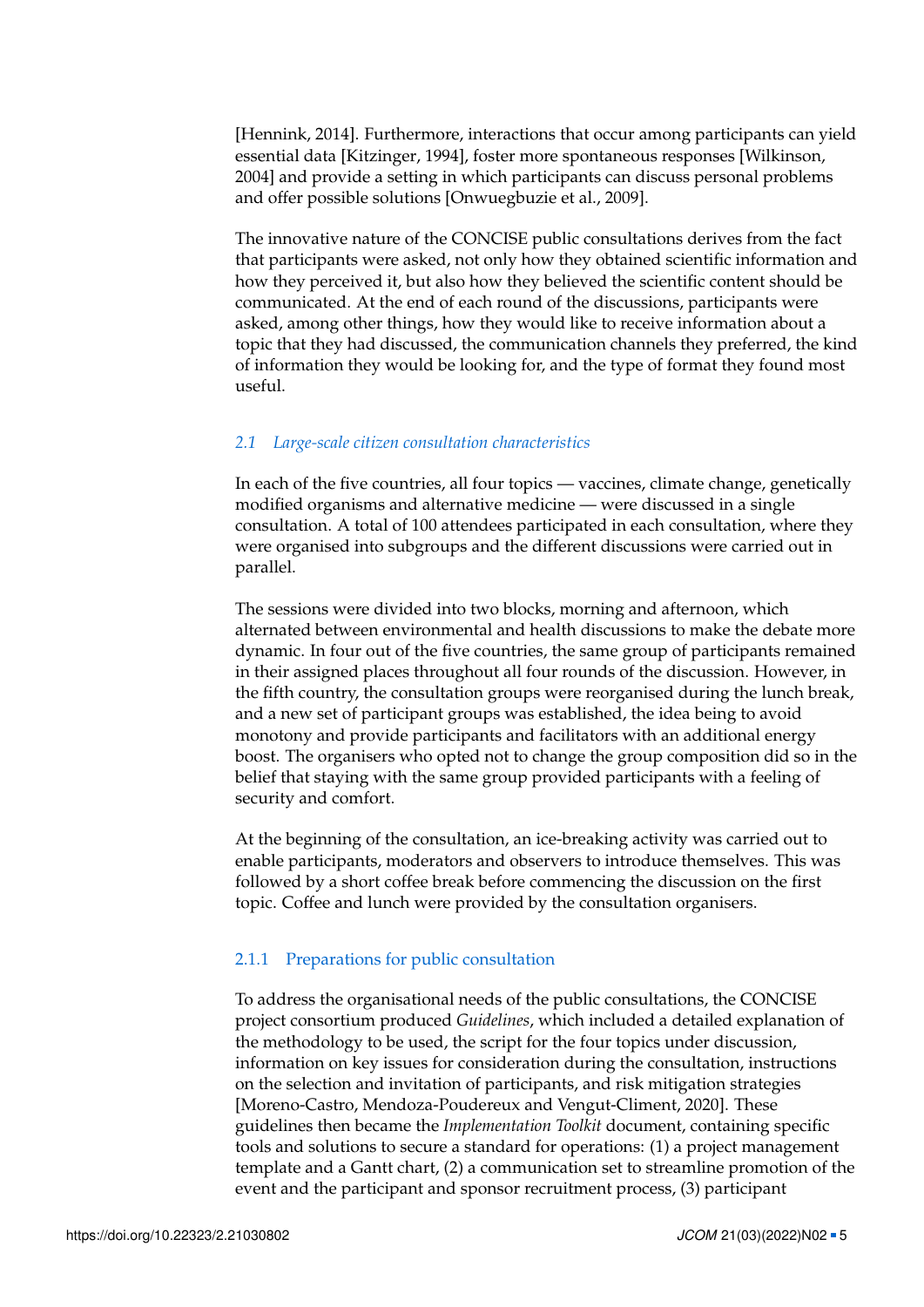[Hennink, 2014]. Furthermore, interactions that occur among participants can yield essential data [Kitzinger, 1994], foster more spontaneous responses [Wilkinson, 2004] and provide a setting in which participants can discuss personal problems and offer possible solutions [Onwuegbuzie et al., 2009].

The innovative nature of the CONCISE public consultations derives from the fact that participants were asked, not only how they obtained scientific information and how they perceived it, but also how they believed the scientific content should be communicated. At the end of each round of the discussions, participants were asked, among other things, how they would like to receive information about a topic that they had discussed, the communication channels they preferred, the kind of information they would be looking for, and the type of format they found most useful.

### 2.1 Large-scale citizen consultation characteristics

In each of the five countries, all four topics — vaccines, climate change, genetically modified organisms and alternative medicine — were discussed in a single consultation. A total of 100 attendees participated in each consultation, where they were organised into subgroups and the different discussions were carried out in parallel.

The sessions were divided into two blocks, morning and afternoon, which alternated between environmental and health discussions to make the debate more dynamic. In four out of the five countries, the same group of participants remained in their assigned places throughout all four rounds of the discussion. However, in the fifth country, the consultation groups were reorganised during the lunch break, and a new set of participant groups was established, the idea being to avoid monotony and provide participants and facilitators with an additional energy boost. The organisers who opted not to change the group composition did so in the belief that staying with the same group provided participants with a feeling of security and comfort.

At the beginning of the consultation, an ice-breaking activity was carried out to enable participants, moderators and observers to introduce themselves. This was followed by a short coffee break before commencing the discussion on the first topic. Coffee and lunch were provided by the consultation organisers.

#### 2.1.1 Preparations for public consultation

To address the organisational needs of the public consultations, the CONCISE project consortium produced *Guidelines*, which included a detailed explanation of the methodology to be used, the script for the four topics under discussion, information on key issues for consideration during the consultation, instructions on the selection and invitation of participants, and risk mitigation strategies [Moreno-Castro, Mendoza-Poudereux and Vengut-Climent, 2020]. These guidelines then became the *Implementation Toolkit* document, containing specific tools and solutions to secure a standard for operations: (1) a project management template and a Gantt chart, (2) a communication set to streamline promotion of the event and the participant and sponsor recruitment process, (3) participant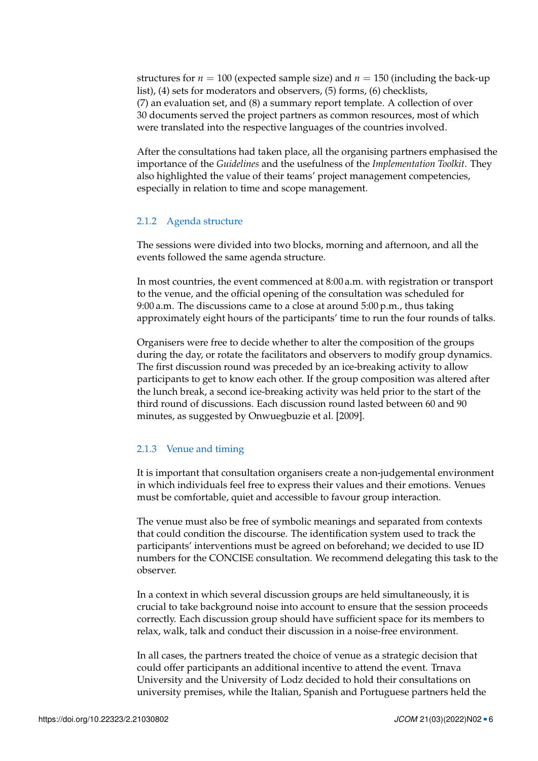structures for $n = 100$ (expected sample size) and $n = 150$ (including the back-up list), (4) sets for moderators and observers, (5) forms, (6) checklists, (7) an evaluation set, and (8) a summary report template. A collection of over 30 documents served the project partners as common resources, most of which were translated into the respective languages of the countries involved.

After the consultations had taken place, all the organising partners emphasised the importance of the *Guidelines* and the usefulness of the *Implementation Toolkit*. They also highlighted the value of their teams' project management competencies, especially in relation to time and scope management.

### 2.1.2 Agenda structure

The sessions were divided into two blocks, morning and afternoon, and all the events followed the same agenda structure.

In most countries, the event commenced at 8:00 a.m. with registration or transport to the venue, and the official opening of the consultation was scheduled for 9:00 a.m. The discussions came to a close at around 5:00 p.m., thus taking approximately eight hours of the participants' time to run the four rounds of talks.

Organisers were free to decide whether to alter the composition of the groups during the day, or rotate the facilitators and observers to modify group dynamics. The first discussion round was preceded by an ice-breaking activity to allow participants to get to know each other. If the group composition was altered after the lunch break, a second ice-breaking activity was held prior to the start of the third round of discussions. Each discussion round lasted between 60 and 90 minutes, as suggested by Onwuegbuzie et al. [2009].

### 2.1.3 Venue and timing

It is important that consultation organisers create a non-judgemental environment in which individuals feel free to express their values and their emotions. Venues must be comfortable, quiet and accessible to favour group interaction.

The venue must also be free of symbolic meanings and separated from contexts that could condition the discourse. The identification system used to track the participants' interventions must be agreed on beforehand; we decided to use ID numbers for the CONCISE consultation. We recommend delegating this task to the observer.

In a context in which several discussion groups are held simultaneously, it is crucial to take background noise into account to ensure that the session proceeds correctly. Each discussion group should have sufficient space for its members to relax, walk, talk and conduct their discussion in a noise-free environment.

In all cases, the partners treated the choice of venue as a strategic decision that could offer participants an additional incentive to attend the event. Trnava University and the University of Lodz decided to hold their consultations on university premises, while the Italian, Spanish and Portuguese partners held the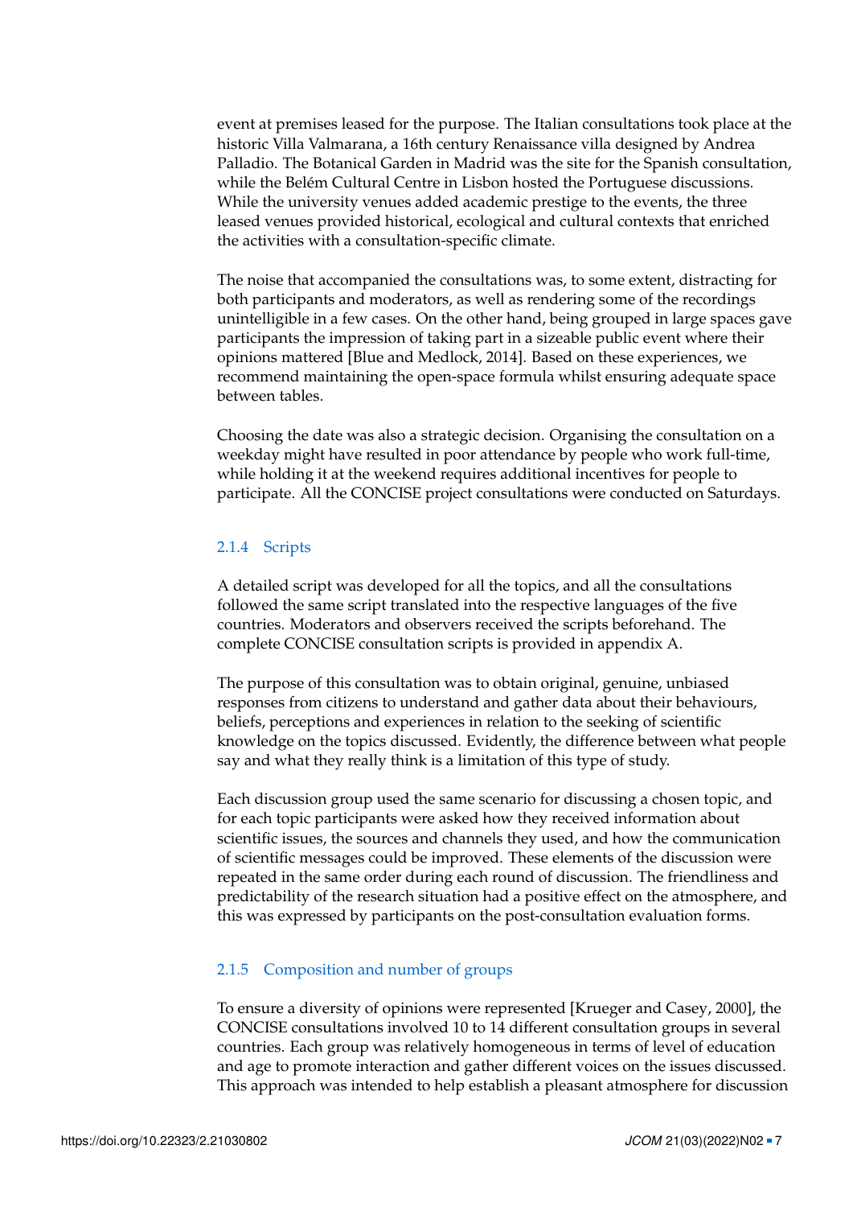event at premises leased for the purpose. The Italian consultations took place at the historic Villa Valmarana, a 16th century Renaissance villa designed by Andrea Palladio. The Botanical Garden in Madrid was the site for the Spanish consultation, while the Belém Cultural Centre in Lisbon hosted the Portuguese discussions. While the university venues added academic prestige to the events, the three leased venues provided historical, ecological and cultural contexts that enriched the activities with a consultation-specific climate.

The noise that accompanied the consultations was, to some extent, distracting for both participants and moderators, as well as rendering some of the recordings unintelligible in a few cases. On the other hand, being grouped in large spaces gave participants the impression of taking part in a sizeable public event where their opinions mattered [Blue and Medlock, 2014]. Based on these experiences, we recommend maintaining the open-space formula whilst ensuring adequate space between tables.

Choosing the date was also a strategic decision. Organising the consultation on a weekday might have resulted in poor attendance by people who work full-time, while holding it at the weekend requires additional incentives for people to participate. All the CONCISE project consultations were conducted on Saturdays.

### 2.1.4 Scripts

A detailed script was developed for all the topics, and all the consultations followed the same script translated into the respective languages of the five countries. Moderators and observers received the scripts beforehand. The complete CONCISE consultation scripts is provided in appendix A.

The purpose of this consultation was to obtain original, genuine, unbiased responses from citizens to understand and gather data about their behaviours, beliefs, perceptions and experiences in relation to the seeking of scientific knowledge on the topics discussed. Evidently, the difference between what people say and what they really think is a limitation of this type of study.

Each discussion group used the same scenario for discussing a chosen topic, and for each topic participants were asked how they received information about scientific issues, the sources and channels they used, and how the communication of scientific messages could be improved. These elements of the discussion were repeated in the same order during each round of discussion. The friendliness and predictability of the research situation had a positive effect on the atmosphere, and this was expressed by participants on the post-consultation evaluation forms.

### 2.1.5 Composition and number of groups

To ensure a diversity of opinions were represented [Krueger and Casey, 2000], the CONCISE consultations involved 10 to 14 different consultation groups in several countries. Each group was relatively homogeneous in terms of level of education and age to promote interaction and gather different voices on the issues discussed. This approach was intended to help establish a pleasant atmosphere for discussion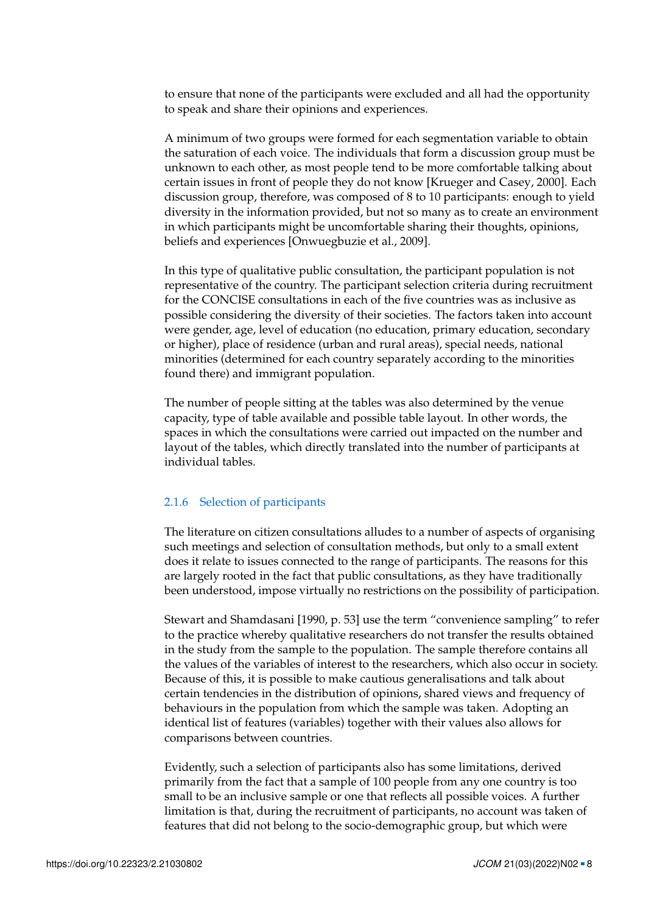to ensure that none of the participants were excluded and all had the opportunity to speak and share their opinions and experiences.

A minimum of two groups were formed for each segmentation variable to obtain the saturation of each voice. The individuals that form a discussion group must be unknown to each other, as most people tend to be more comfortable talking about certain issues in front of people they do not know [Krueger and Casey, 2000]. Each discussion group, therefore, was composed of 8 to 10 participants: enough to yield diversity in the information provided, but not so many as to create an environment in which participants might be uncomfortable sharing their thoughts, opinions, beliefs and experiences [Onwuegbuzie et al., 2009].

In this type of qualitative public consultation, the participant population is not representative of the country. The participant selection criteria during recruitment for the CONCISE consultations in each of the five countries was as inclusive as possible considering the diversity of their societies. The factors taken into account were gender, age, level of education (no education, primary education, secondary or higher), place of residence (urban and rural areas), special needs, national minorities (determined for each country separately according to the minorities found there) and immigrant population.

The number of people sitting at the tables was also determined by the venue capacity, type of table available and possible table layout. In other words, the spaces in which the consultations were carried out impacted on the number and layout of the tables, which directly translated into the number of participants at individual tables.

### 2.1.6 Selection of participants

The literature on citizen consultations alludes to a number of aspects of organising such meetings and selection of consultation methods, but only to a small extent does it relate to issues connected to the range of participants. The reasons for this are largely rooted in the fact that public consultations, as they have traditionally been understood, impose virtually no restrictions on the possibility of participation.

Stewart and Shamdasani [1990, p. 53] use the term "convenience sampling" to refer to the practice whereby qualitative researchers do not transfer the results obtained in the study from the sample to the population. The sample therefore contains all the values of the variables of interest to the researchers, which also occur in society. Because of this, it is possible to make cautious generalisations and talk about certain tendencies in the distribution of opinions, shared views and frequency of behaviours in the population from which the sample was taken. Adopting an identical list of features (variables) together with their values also allows for comparisons between countries.

Evidently, such a selection of participants also has some limitations, derived primarily from the fact that a sample of 100 people from any one country is too small to be an inclusive sample or one that reflects all possible voices. A further limitation is that, during the recruitment of participants, no account was taken of features that did not belong to the socio-demographic group, but which were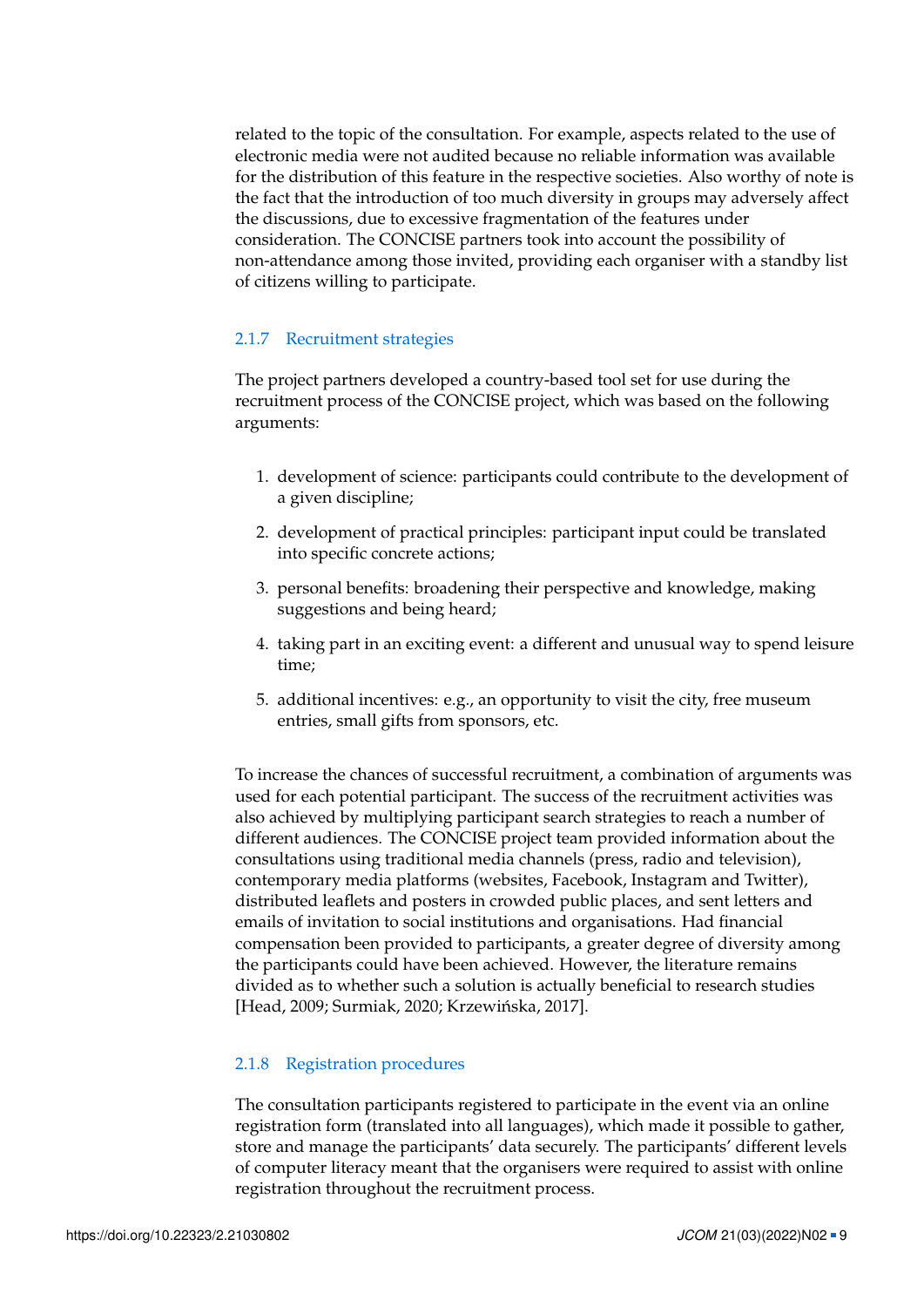related to the topic of the consultation. For example, aspects related to the use of electronic media were not audited because no reliable information was available for the distribution of this feature in the respective societies. Also worthy of note is the fact that the introduction of too much diversity in groups may adversely affect the discussions, due to excessive fragmentation of the features under consideration. The CONCISE partners took into account the possibility of non-attendance among those invited, providing each organiser with a standby list of citizens willing to participate.

### 2.1.7 Recruitment strategies

The project partners developed a country-based tool set for use during the recruitment process of the CONCISE project, which was based on the following arguments:

1. development of science: participants could contribute to the development of a given discipline;
2. development of practical principles: participant input could be translated into specific concrete actions;
3. personal benefits: broadening their perspective and knowledge, making suggestions and being heard;
4. taking part in an exciting event: a different and unusual way to spend leisure time;
5. additional incentives: e.g., an opportunity to visit the city, free museum entries, small gifts from sponsors, etc.

To increase the chances of successful recruitment, a combination of arguments was used for each potential participant. The success of the recruitment activities was also achieved by multiplying participant search strategies to reach a number of different audiences. The CONCISE project team provided information about the consultations using traditional media channels (press, radio and television), contemporary media platforms (websites, Facebook, Instagram and Twitter), distributed leaflets and posters in crowded public places, and sent letters and emails of invitation to social institutions and organisations. Had financial compensation been provided to participants, a greater degree of diversity among the participants could have been achieved. However, the literature remains divided as to whether such a solution is actually beneficial to research studies [Head, 2009; Surmiak, 2020; Krzewińska, 2017].

### 2.1.8 Registration procedures

The consultation participants registered to participate in the event via an online registration form (translated into all languages), which made it possible to gather, store and manage the participants' data securely. The participants' different levels of computer literacy meant that the organisers were required to assist with online registration throughout the recruitment process.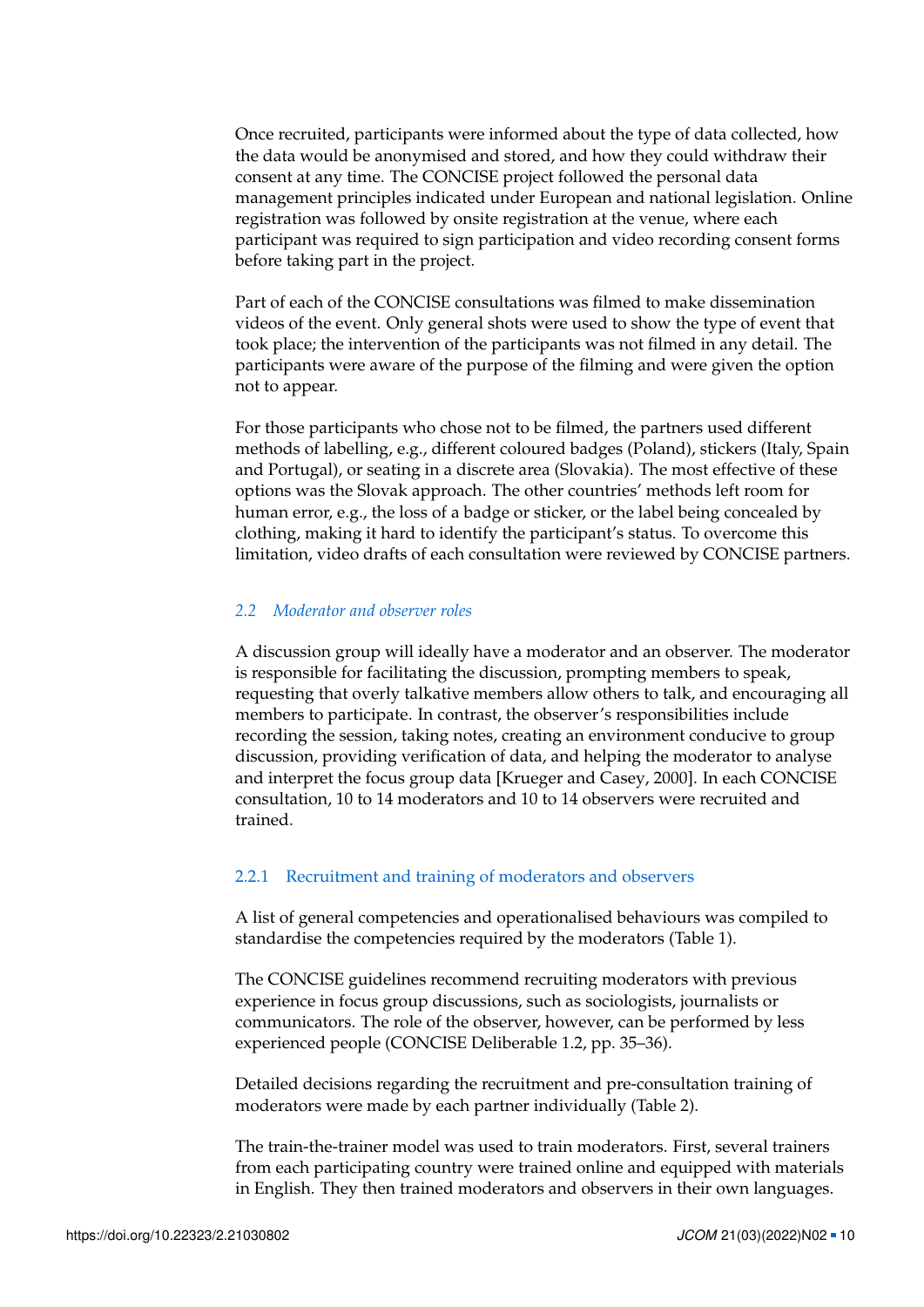Once recruited, participants were informed about the type of data collected, how the data would be anonymised and stored, and how they could withdraw their consent at any time. The CONCISE project followed the personal data management principles indicated under European and national legislation. Online registration was followed by onsite registration at the venue, where each participant was required to sign participation and video recording consent forms before taking part in the project.

Part of each of the CONCISE consultations was filmed to make dissemination videos of the event. Only general shots were used to show the type of event that took place; the intervention of the participants was not filmed in any detail. The participants were aware of the purpose of the filming and were given the option not to appear.

For those participants who chose not to be filmed, the partners used different methods of labelling, e.g., different coloured badges (Poland), stickers (Italy, Spain and Portugal), or seating in a discrete area (Slovakia). The most effective of these options was the Slovak approach. The other countries' methods left room for human error, e.g., the loss of a badge or sticker, or the label being concealed by clothing, making it hard to identify the participant's status. To overcome this limitation, video drafts of each consultation were reviewed by CONCISE partners.

### *2.2 Moderator and observer roles*

A discussion group will ideally have a moderator and an observer. The moderator is responsible for facilitating the discussion, prompting members to speak, requesting that overly talkative members allow others to talk, and encouraging all members to participate. In contrast, the observer's responsibilities include recording the session, taking notes, creating an environment conducive to group discussion, providing verification of data, and helping the moderator to analyse and interpret the focus group data [Krueger and Casey, 2000]. In each CONCISE consultation, 10 to 14 moderators and 10 to 14 observers were recruited and trained.

#### 2.2.1 Recruitment and training of moderators and observers

A list of general competencies and operationalised behaviours was compiled to standardise the competencies required by the moderators (Table 1).

The CONCISE guidelines recommend recruiting moderators with previous experience in focus group discussions, such as sociologists, journalists or communicators. The role of the observer, however, can be performed by less experienced people (CONCISE Deliberable 1.2, pp. 35–36).

Detailed decisions regarding the recruitment and pre-consultation training of moderators were made by each partner individually (Table 2).

The train-the-trainer model was used to train moderators. First, several trainers from each participating country were trained online and equipped with materials in English. They then trained moderators and observers in their own languages.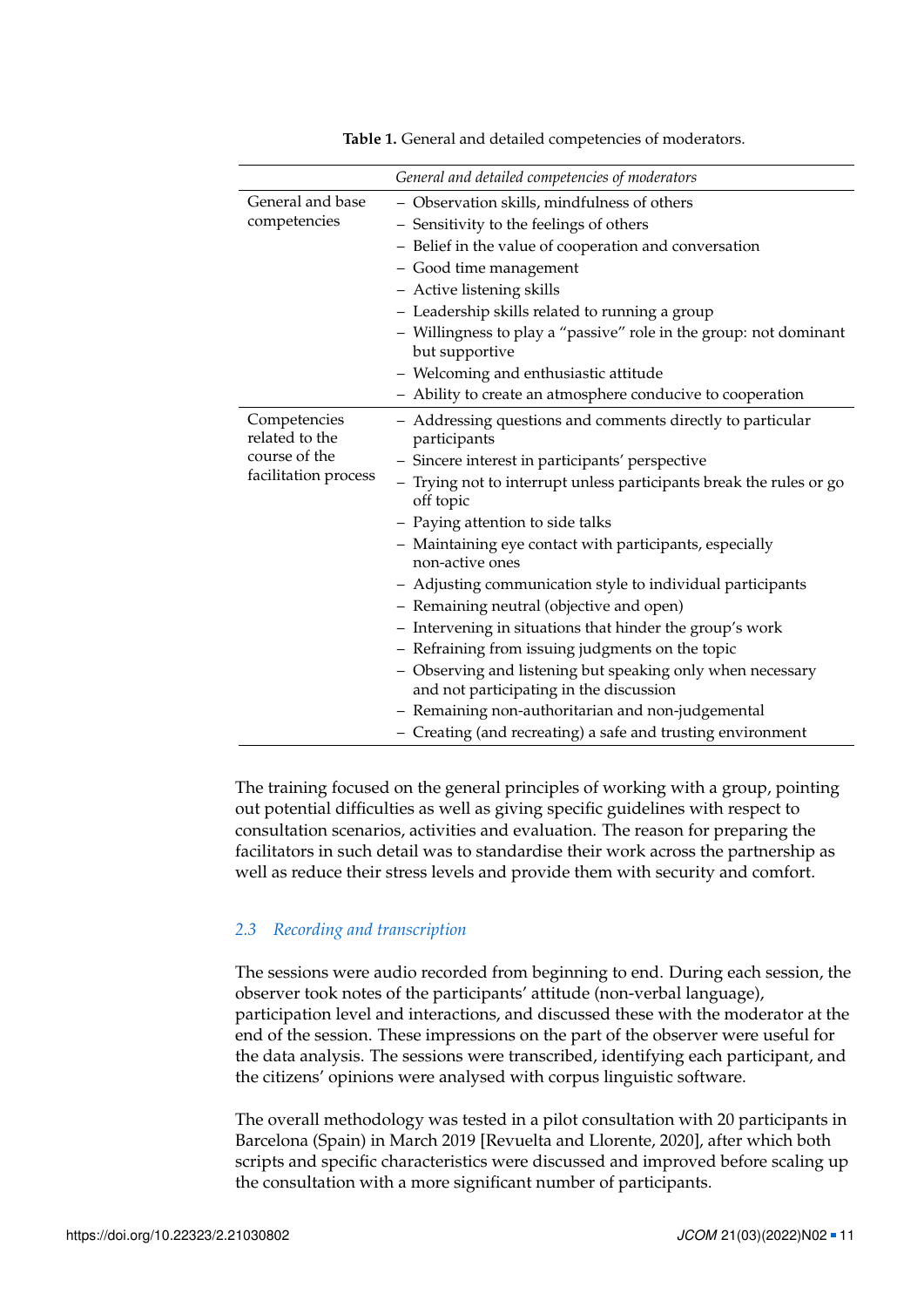**Table 1.** General and detailed competencies of moderators.

| | *General and detailed competencies of moderators* |
|---|---|
| General and base competencies | – Observation skills, mindfulness of others<br>– Sensitivity to the feelings of others<br>– Belief in the value of cooperation and conversation<br>– Good time management<br>– Active listening skills<br>– Leadership skills related to running a group<br>– Willingness to play a "passive" role in the group: not dominant but supportive<br>– Welcoming and enthusiastic attitude<br>– Ability to create an atmosphere conducive to cooperation |
| Competencies related to the course of the facilitation process | – Addressing questions and comments directly to particular participants<br>– Sincere interest in participants' perspective<br>– Trying not to interrupt unless participants break the rules or go off topic<br>– Paying attention to side talks<br>– Maintaining eye contact with participants, especially non-active ones<br>– Adjusting communication style to individual participants<br>– Remaining neutral (objective and open)<br>– Intervening in situations that hinder the group's work<br>– Refraining from issuing judgments on the topic<br>– Observing and listening but speaking only when necessary and not participating in the discussion<br>– Remaining non-authoritarian and non-judgemental<br>– Creating (and recreating) a safe and trusting environment |

The training focused on the general principles of working with a group, pointing out potential difficulties as well as giving specific guidelines with respect to consultation scenarios, activities and evaluation. The reason for preparing the facilitators in such detail was to standardise their work across the partnership as well as reduce their stress levels and provide them with security and comfort.

### *2.3 Recording and transcription*

The sessions were audio recorded from beginning to end. During each session, the observer took notes of the participants' attitude (non-verbal language), participation level and interactions, and discussed these with the moderator at the end of the session. These impressions on the part of the observer were useful for the data analysis. The sessions were transcribed, identifying each participant, and the citizens' opinions were analysed with corpus linguistic software.

The overall methodology was tested in a pilot consultation with 20 participants in Barcelona (Spain) in March 2019 [Revuelta and Llorente, 2020], after which both scripts and specific characteristics were discussed and improved before scaling up the consultation with a more significant number of participants.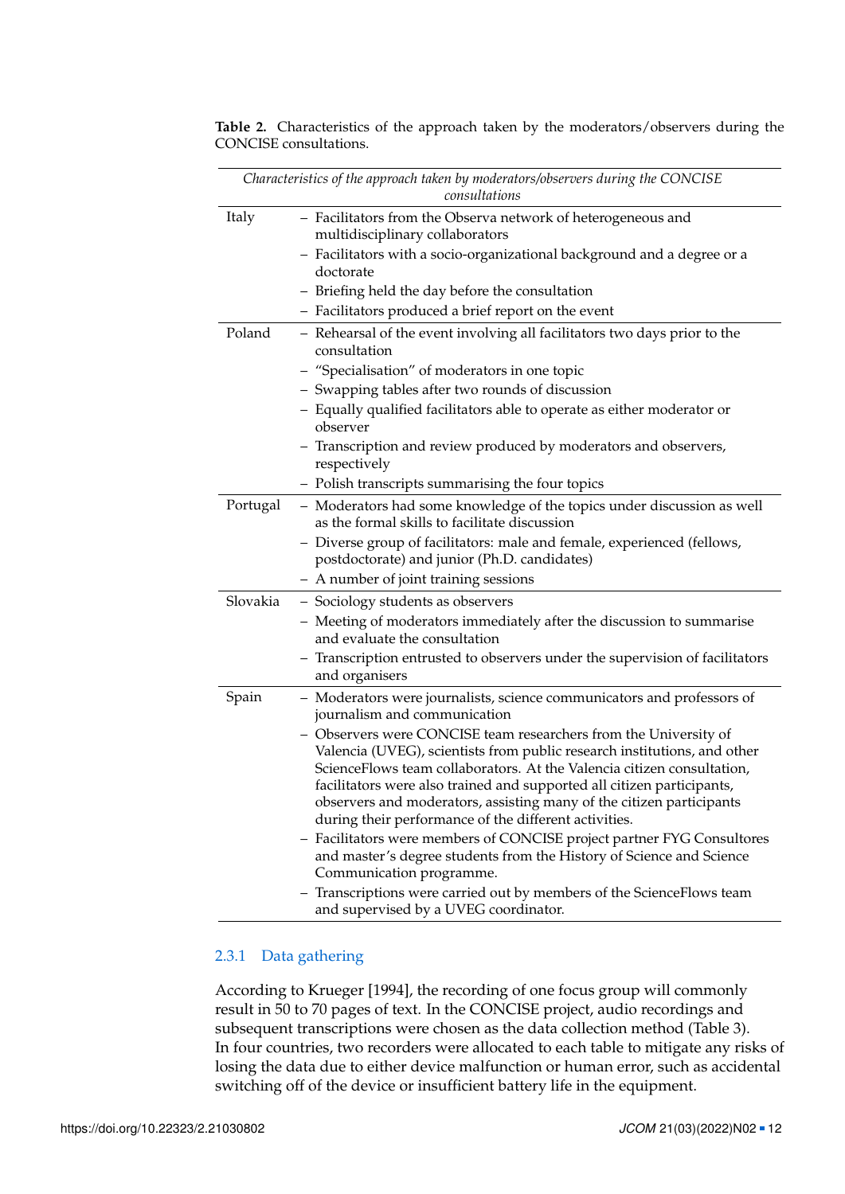**Table 2.** Characteristics of the approach taken by the moderators/observers during the CONCISE consultations.

| *Characteristics of the approach taken by moderators/observers during the CONCISE consultations* | |
|---|---|
| Italy | – Facilitators from the Observa network of heterogeneous and multidisciplinary collaborators<br>– Facilitators with a socio-organizational background and a degree or a doctorate<br>– Briefing held the day before the consultation<br>– Facilitators produced a brief report on the event |
| Poland | – Rehearsal of the event involving all facilitators two days prior to the consultation<br>– "Specialisation" of moderators in one topic<br>– Swapping tables after two rounds of discussion<br>– Equally qualified facilitators able to operate as either moderator or observer<br>– Transcription and review produced by moderators and observers, respectively<br>– Polish transcripts summarising the four topics |
| Portugal | – Moderators had some knowledge of the topics under discussion as well as the formal skills to facilitate discussion<br>– Diverse group of facilitators: male and female, experienced (fellows, postdoctorate) and junior (Ph.D. candidates)<br>– A number of joint training sessions |
| Slovakia | – Sociology students as observers<br>– Meeting of moderators immediately after the discussion to summarise and evaluate the consultation<br>– Transcription entrusted to observers under the supervision of facilitators and organisers |
| Spain | – Moderators were journalists, science communicators and professors of journalism and communication<br>– Observers were CONCISE team researchers from the University of Valencia (UVEG), scientists from public research institutions, and other ScienceFlows team collaborators. At the Valencia citizen consultation, facilitators were also trained and supported all citizen participants, observers and moderators, assisting many of the citizen participants during their performance of the different activities.<br>– Facilitators were members of CONCISE project partner FYG Consultores and master's degree students from the History of Science and Science Communication programme.<br>– Transcriptions were carried out by members of the ScienceFlows team and supervised by a UVEG coordinator. |

### 2.3.1 Data gathering

According to Krueger [1994], the recording of one focus group will commonly result in 50 to 70 pages of text. In the CONCISE project, audio recordings and subsequent transcriptions were chosen as the data collection method (Table 3). In four countries, two recorders were allocated to each table to mitigate any risks of losing the data due to either device malfunction or human error, such as accidental switching off of the device or insufficient battery life in the equipment.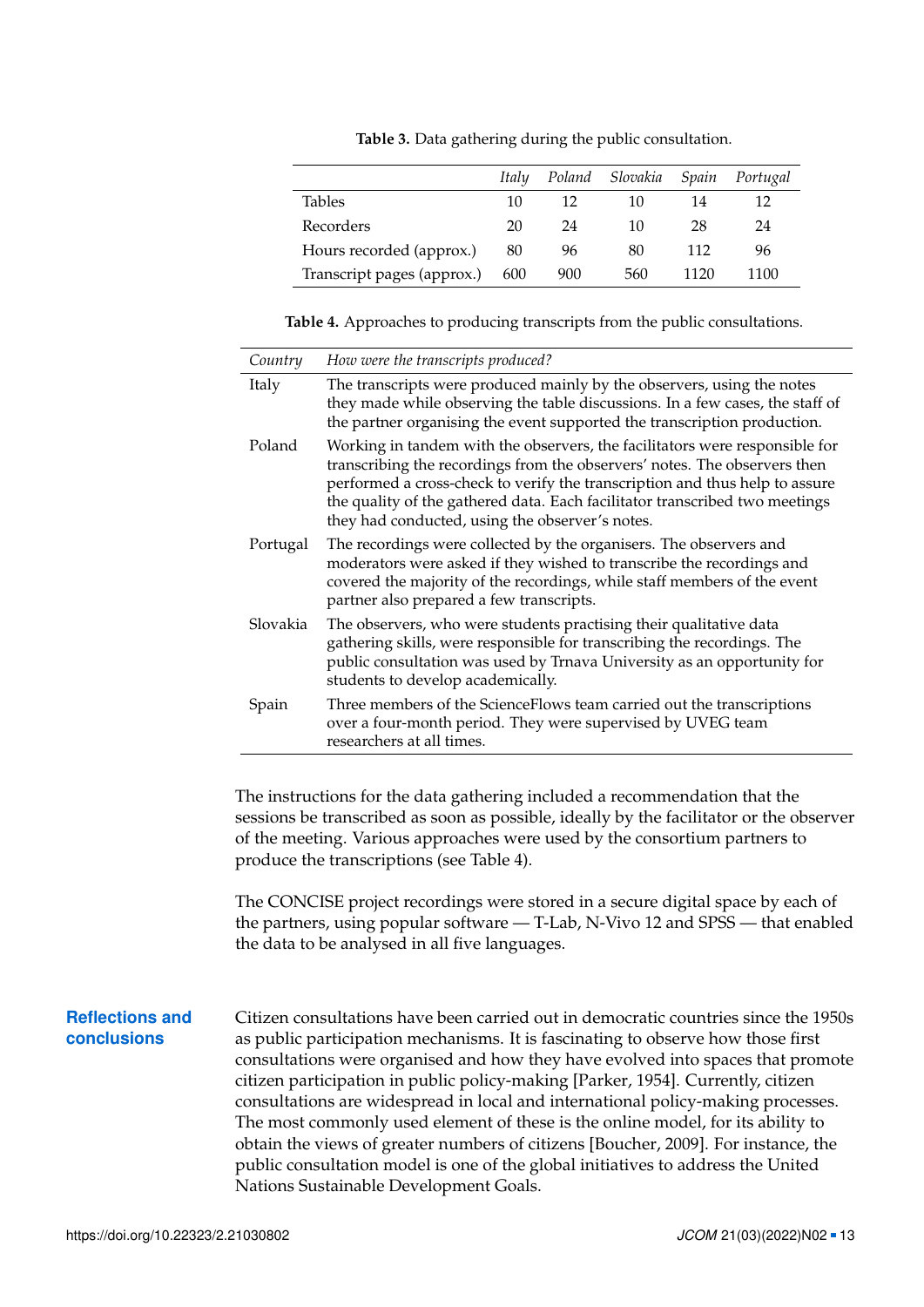**Table 3.** Data gathering during the public consultation.

| | *Italy* | *Poland* | *Slovakia* | *Spain* | *Portugal* |
|---|---|---|---|---|---|
| Tables | 10 | 12 | 10 | 14 | 12 |
| Recorders | 20 | 24 | 10 | 28 | 24 |
| Hours recorded (approx.) | 80 | 96 | 80 | 112 | 96 |
| Transcript pages (approx.) | 600 | 900 | 560 | 1120 | 1100 |

**Table 4.** Approaches to producing transcripts from the public consultations.

| *Country* | *How were the transcripts produced?* |
|---|---|
| Italy | The transcripts were produced mainly by the observers, using the notes they made while observing the table discussions. In a few cases, the staff of the partner organising the event supported the transcription production. |
| Poland | Working in tandem with the observers, the facilitators were responsible for transcribing the recordings from the observers' notes. The observers then performed a cross-check to verify the transcription and thus help to assure the quality of the gathered data. Each facilitator transcribed two meetings they had conducted, using the observer's notes. |
| Portugal | The recordings were collected by the organisers. The observers and moderators were asked if they wished to transcribe the recordings and covered the majority of the recordings, while staff members of the event partner also prepared a few transcripts. |
| Slovakia | The observers, who were students practising their qualitative data gathering skills, were responsible for transcribing the recordings. The public consultation was used by Trnava University as an opportunity for students to develop academically. |
| Spain | Three members of the ScienceFlows team carried out the transcriptions over a four-month period. They were supervised by UVEG team researchers at all times. |

The instructions for the data gathering included a recommendation that the sessions be transcribed as soon as possible, ideally by the facilitator or the observer of the meeting. Various approaches were used by the consortium partners to produce the transcriptions (see Table 4).

The CONCISE project recordings were stored in a secure digital space by each of the partners, using popular software — T-Lab, N-Vivo 12 and SPSS — that enabled the data to be analysed in all five languages.

## Reflections and conclusions

Citizen consultations have been carried out in democratic countries since the 1950s as public participation mechanisms. It is fascinating to observe how those first consultations were organised and how they have evolved into spaces that promote citizen participation in public policy-making [Parker, 1954]. Currently, citizen consultations are widespread in local and international policy-making processes. The most commonly used element of these is the online model, for its ability to obtain the views of greater numbers of citizens [Boucher, 2009]. For instance, the public consultation model is one of the global initiatives to address the United Nations Sustainable Development Goals.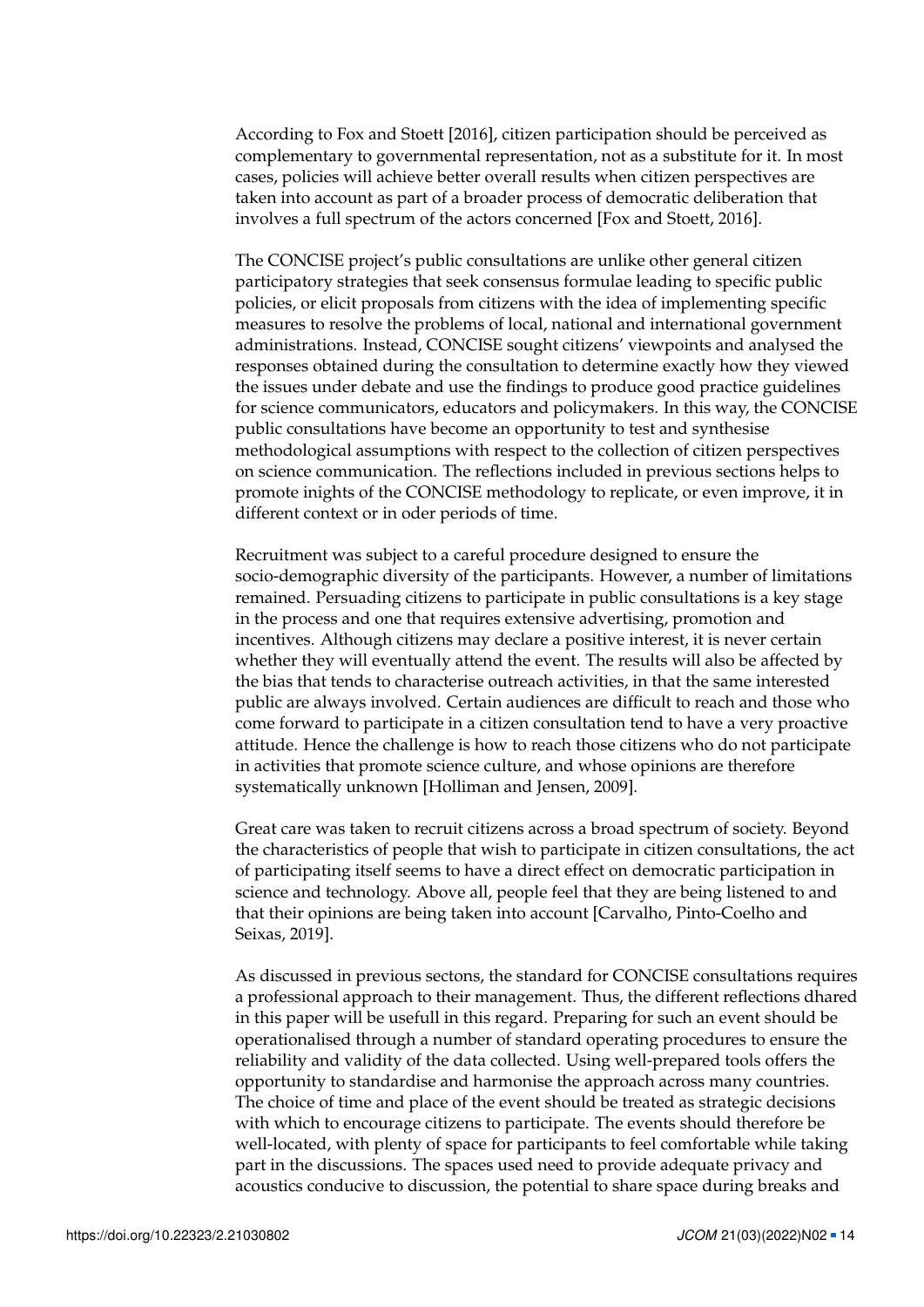According to Fox and Stoett [2016], citizen participation should be perceived as complementary to governmental representation, not as a substitute for it. In most cases, policies will achieve better overall results when citizen perspectives are taken into account as part of a broader process of democratic deliberation that involves a full spectrum of the actors concerned [Fox and Stoett, 2016].

The CONCISE project's public consultations are unlike other general citizen participatory strategies that seek consensus formulae leading to specific public policies, or elicit proposals from citizens with the idea of implementing specific measures to resolve the problems of local, national and international government administrations. Instead, CONCISE sought citizens' viewpoints and analysed the responses obtained during the consultation to determine exactly how they viewed the issues under debate and use the findings to produce good practice guidelines for science communicators, educators and policymakers. In this way, the CONCISE public consultations have become an opportunity to test and synthesise methodological assumptions with respect to the collection of citizen perspectives on science communication. The reflections included in previous sections helps to promote inights of the CONCISE methodology to replicate, or even improve, it in different context or in oder periods of time.

Recruitment was subject to a careful procedure designed to ensure the socio-demographic diversity of the participants. However, a number of limitations remained. Persuading citizens to participate in public consultations is a key stage in the process and one that requires extensive advertising, promotion and incentives. Although citizens may declare a positive interest, it is never certain whether they will eventually attend the event. The results will also be affected by the bias that tends to characterise outreach activities, in that the same interested public are always involved. Certain audiences are difficult to reach and those who come forward to participate in a citizen consultation tend to have a very proactive attitude. Hence the challenge is how to reach those citizens who do not participate in activities that promote science culture, and whose opinions are therefore systematically unknown [Holliman and Jensen, 2009].

Great care was taken to recruit citizens across a broad spectrum of society. Beyond the characteristics of people that wish to participate in citizen consultations, the act of participating itself seems to have a direct effect on democratic participation in science and technology. Above all, people feel that they are being listened to and that their opinions are being taken into account [Carvalho, Pinto-Coelho and Seixas, 2019].

As discussed in previous sectons, the standard for CONCISE consultations requires a professional approach to their management. Thus, the different reflections dhared in this paper will be usefull in this regard. Preparing for such an event should be operationalised through a number of standard operating procedures to ensure the reliability and validity of the data collected. Using well-prepared tools offers the opportunity to standardise and harmonise the approach across many countries. The choice of time and place of the event should be treated as strategic decisions with which to encourage citizens to participate. The events should therefore be well-located, with plenty of space for participants to feel comfortable while taking part in the discussions. The spaces used need to provide adequate privacy and acoustics conducive to discussion, the potential to share space during breaks and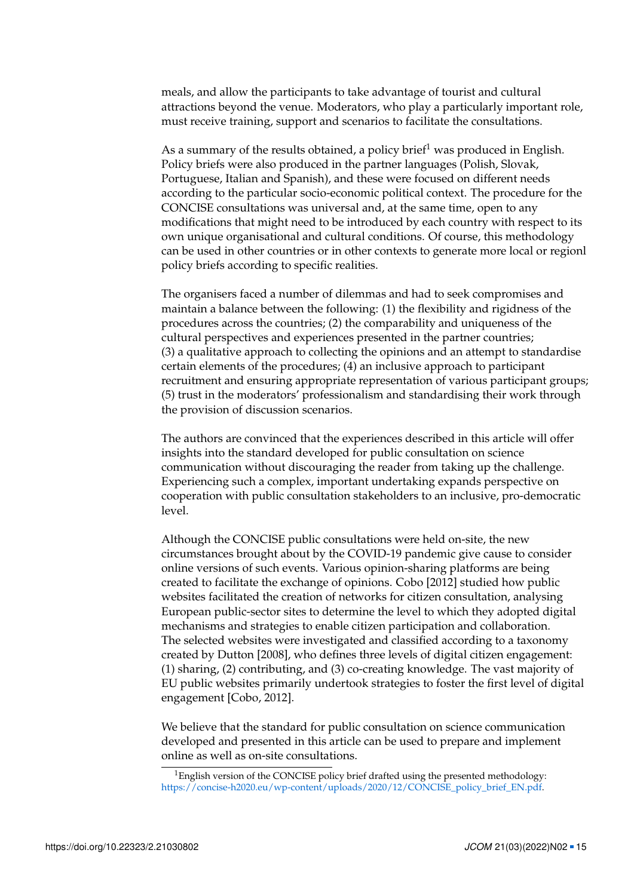meals, and allow the participants to take advantage of tourist and cultural attractions beyond the venue. Moderators, who play a particularly important role, must receive training, support and scenarios to facilitate the consultations.

As a summary of the results obtained, a policy brief[1] was produced in English. Policy briefs were also produced in the partner languages (Polish, Slovak, Portuguese, Italian and Spanish), and these were focused on different needs according to the particular socio-economic political context. The procedure for the CONCISE consultations was universal and, at the same time, open to any modifications that might need to be introduced by each country with respect to its own unique organisational and cultural conditions. Of course, this methodology can be used in other countries or in other contexts to generate more local or regionl policy briefs according to specific realities.

The organisers faced a number of dilemmas and had to seek compromises and maintain a balance between the following: (1) the flexibility and rigidness of the procedures across the countries; (2) the comparability and uniqueness of the cultural perspectives and experiences presented in the partner countries; (3) a qualitative approach to collecting the opinions and an attempt to standardise certain elements of the procedures; (4) an inclusive approach to participant recruitment and ensuring appropriate representation of various participant groups; (5) trust in the moderators' professionalism and standardising their work through the provision of discussion scenarios.

The authors are convinced that the experiences described in this article will offer insights into the standard developed for public consultation on science communication without discouraging the reader from taking up the challenge. Experiencing such a complex, important undertaking expands perspective on cooperation with public consultation stakeholders to an inclusive, pro-democratic level.

Although the CONCISE public consultations were held on-site, the new circumstances brought about by the COVID-19 pandemic give cause to consider online versions of such events. Various opinion-sharing platforms are being created to facilitate the exchange of opinions. Cobo [2012] studied how public websites facilitated the creation of networks for citizen consultation, analysing European public-sector sites to determine the level to which they adopted digital mechanisms and strategies to enable citizen participation and collaboration. The selected websites were investigated and classified according to a taxonomy created by Dutton [2008], who defines three levels of digital citizen engagement: (1) sharing, (2) contributing, and (3) co-creating knowledge. The vast majority of EU public websites primarily undertook strategies to foster the first level of digital engagement [Cobo, 2012].

We believe that the standard for public consultation on science communication developed and presented in this article can be used to prepare and implement online as well as on-site consultations.

[1] English version of the CONCISE policy brief drafted using the presented methodology: https://concise-h2020.eu/wp-content/uploads/2020/12/CONCISE_policy_brief_EN.pdf.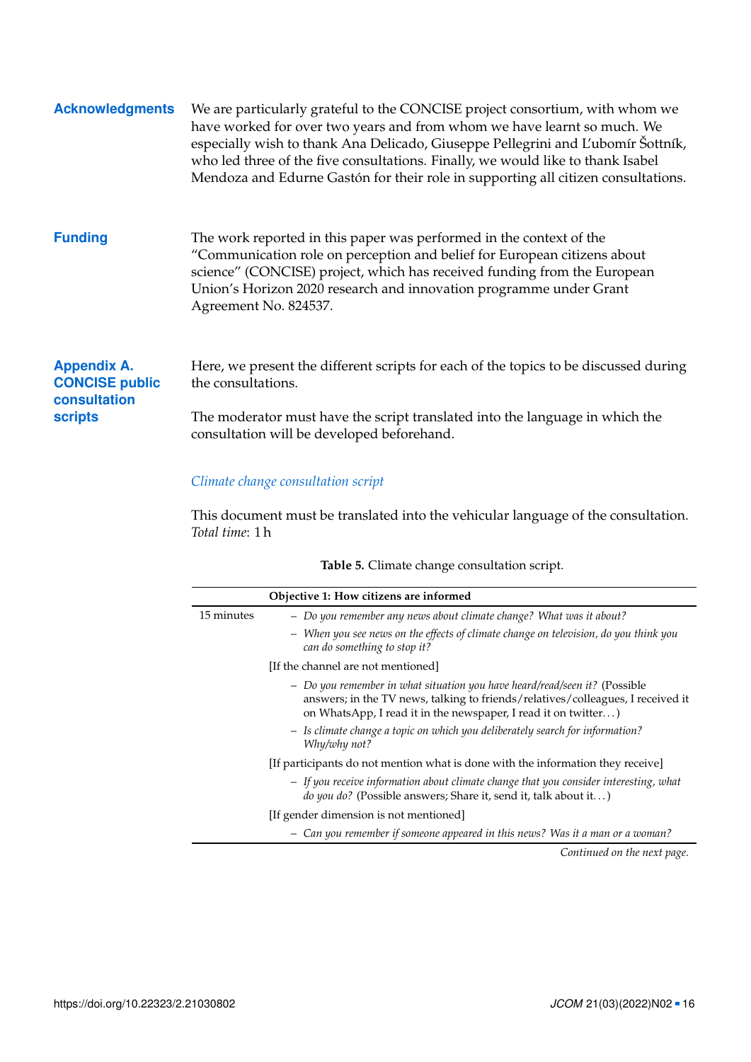## Acknowledgments

We are particularly grateful to the CONCISE project consortium, with whom we have worked for over two years and from whom we have learnt so much. We especially wish to thank Ana Delicado, Giuseppe Pellegrini and Ľubomír Šottník, who led three of the five consultations. Finally, we would like to thank Isabel Mendoza and Edurne Gastón for their role in supporting all citizen consultations.

## Funding

The work reported in this paper was performed in the context of the "Communication role on perception and belief for European citizens about science" (CONCISE) project, which has received funding from the European Union's Horizon 2020 research and innovation programme under Grant Agreement No. 824537.

## Appendix A. CONCISE public consultation scripts

Here, we present the different scripts for each of the topics to be discussed during the consultations.

The moderator must have the script translated into the language in which the consultation will be developed beforehand.

### *Climate change consultation script*

This document must be translated into the vehicular language of the consultation.
*Total time*: 1 h

**Table 5.** Climate change consultation script.

| | **Objective 1: How citizens are informed** |
|---|---|
| 15 minutes | – *Do you remember any news about climate change? What was it about?*<br>– *When you see news on the effects of climate change on television, do you think you can do something to stop it?*<br>[If the channel are not mentioned]<br>– *Do you remember in what situation you have heard/read/seen it?* (Possible answers; in the TV news, talking to friends/relatives/colleagues, I received it on WhatsApp, I read it in the newspaper, I read it on twitter. . . )<br>– *Is climate change a topic on which you deliberately search for information? Why/why not?*<br>[If participants do not mention what is done with the information they receive]<br>– *If you receive information about climate change that you consider interesting, what do you do?* (Possible answers; Share it, send it, talk about it. . . )<br>[If gender dimension is not mentioned]<br>– *Can you remember if someone appeared in this news? Was it a man or a woman?* |

*Continued on the next page.*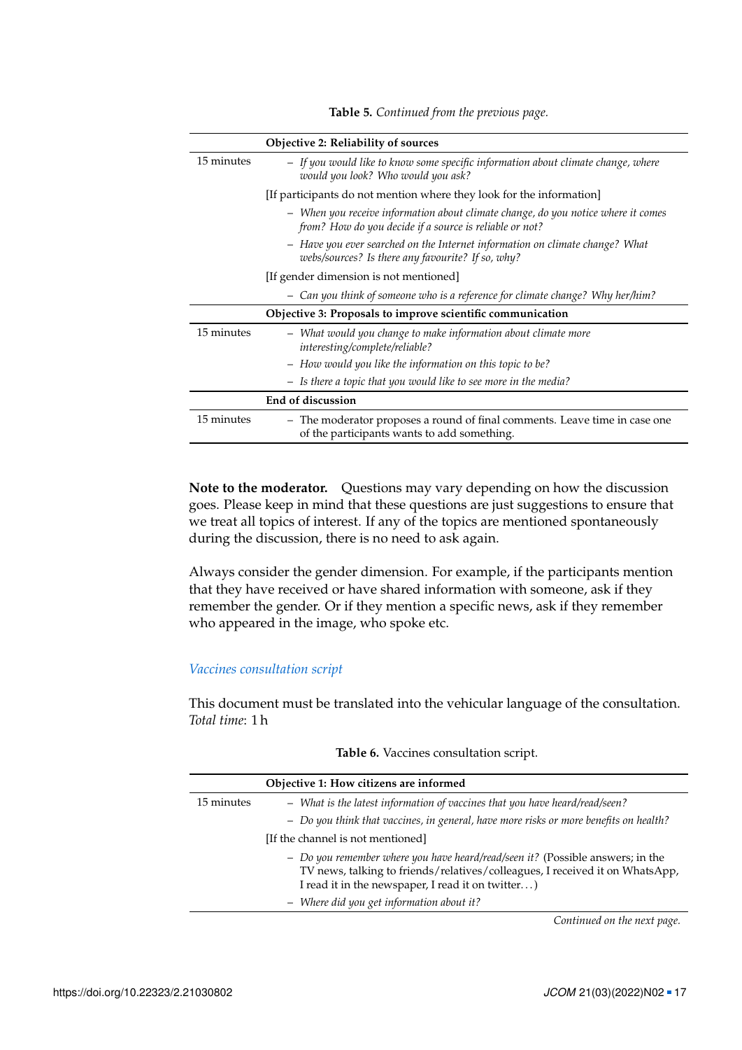**Table 5.** *Continued from the previous page.*

| | **Objective 2: Reliability of sources** |
|---|---|
| 15 minutes | – *If you would like to know some specific information about climate change, where would you look? Who would you ask?* |
| | [If participants do not mention where they look for the information] |
| | – *When you receive information about climate change, do you notice where it comes from? How do you decide if a source is reliable or not?* |
| | – *Have you ever searched on the Internet information on climate change? What webs/sources? Is there any favourite? If so, why?* |
| | [If gender dimension is not mentioned] |
| | – *Can you think of someone who is a reference for climate change? Why her/him?* |
| | **Objective 3: Proposals to improve scientific communication** |
| 15 minutes | – *What would you change to make information about climate more interesting/complete/reliable?* |
| | – *How would you like the information on this topic to be?* |
| | – *Is there a topic that you would like to see more in the media?* |
| | **End of discussion** |
| 15 minutes | – The moderator proposes a round of final comments. Leave time in case one of the participants wants to add something. |

**Note to the moderator.** Questions may vary depending on how the discussion goes. Please keep in mind that these questions are just suggestions to ensure that we treat all topics of interest. If any of the topics are mentioned spontaneously during the discussion, there is no need to ask again.

Always consider the gender dimension. For example, if the participants mention that they have received or have shared information with someone, ask if they remember the gender. Or if they mention a specific news, ask if they remember who appeared in the image, who spoke etc.

*Vaccines consultation script*

This document must be translated into the vehicular language of the consultation.
*Total time*: 1 h

**Table 6.** Vaccines consultation script.

| | **Objective 1: How citizens are informed** |
|---|---|
| 15 minutes | – *What is the latest information of vaccines that you have heard/read/seen?* |
| | – *Do you think that vaccines, in general, have more risks or more benefits on health?* |
| | [If the channel is not mentioned] |
| | – *Do you remember where you have heard/read/seen it?* (Possible answers; in the TV news, talking to friends/relatives/colleagues, I received it on WhatsApp, I read it in the newspaper, I read it on twitter. . . ) |
| | – *Where did you get information about it?* |

*Continued on the next page.*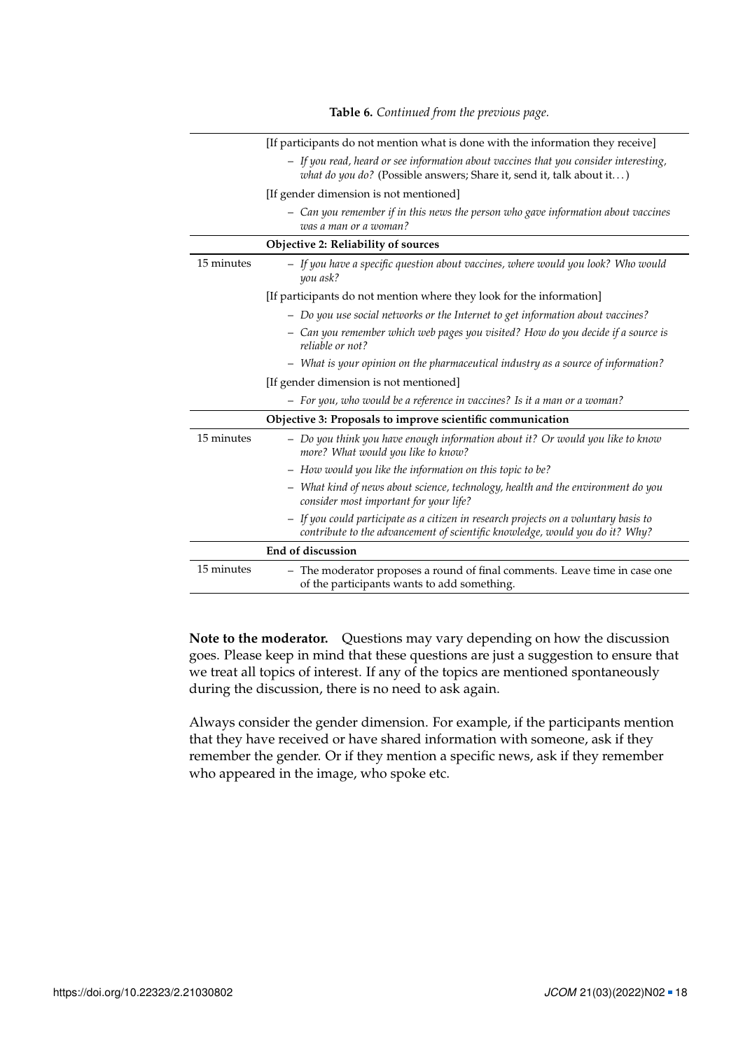**Table 6.** *Continued from the previous page.*

| | |
|---|---|
| | [If participants do not mention what is done with the information they receive] |
| | – *If you read, heard or see information about vaccines that you consider interesting, what do you do?* (Possible answers; Share it, send it, talk about it...) |
| | [If gender dimension is not mentioned] |
| | – *Can you remember if in this news the person who gave information about vaccines was a man or a woman?* |
| | **Objective 2: Reliability of sources** |
| 15 minutes | – *If you have a specific question about vaccines, where would you look? Who would you ask?* |
| | [If participants do not mention where they look for the information] |
| | – *Do you use social networks or the Internet to get information about vaccines?* |
| | – *Can you remember which web pages you visited? How do you decide if a source is reliable or not?* |
| | – *What is your opinion on the pharmaceutical industry as a source of information?* |
| | [If gender dimension is not mentioned] |
| | – *For you, who would be a reference in vaccines? Is it a man or a woman?* |
| | **Objective 3: Proposals to improve scientific communication** |
| 15 minutes | – *Do you think you have enough information about it? Or would you like to know more? What would you like to know?* |
| | – *How would you like the information on this topic to be?* |
| | – *What kind of news about science, technology, health and the environment do you consider most important for your life?* |
| | – *If you could participate as a citizen in research projects on a voluntary basis to contribute to the advancement of scientific knowledge, would you do it? Why?* |
| | **End of discussion** |
| 15 minutes | – The moderator proposes a round of final comments. Leave time in case one of the participants wants to add something. |

**Note to the moderator.** Questions may vary depending on how the discussion goes. Please keep in mind that these questions are just a suggestion to ensure that we treat all topics of interest. If any of the topics are mentioned spontaneously during the discussion, there is no need to ask again.

Always consider the gender dimension. For example, if the participants mention that they have received or have shared information with someone, ask if they remember the gender. Or if they mention a specific news, ask if they remember who appeared in the image, who spoke etc.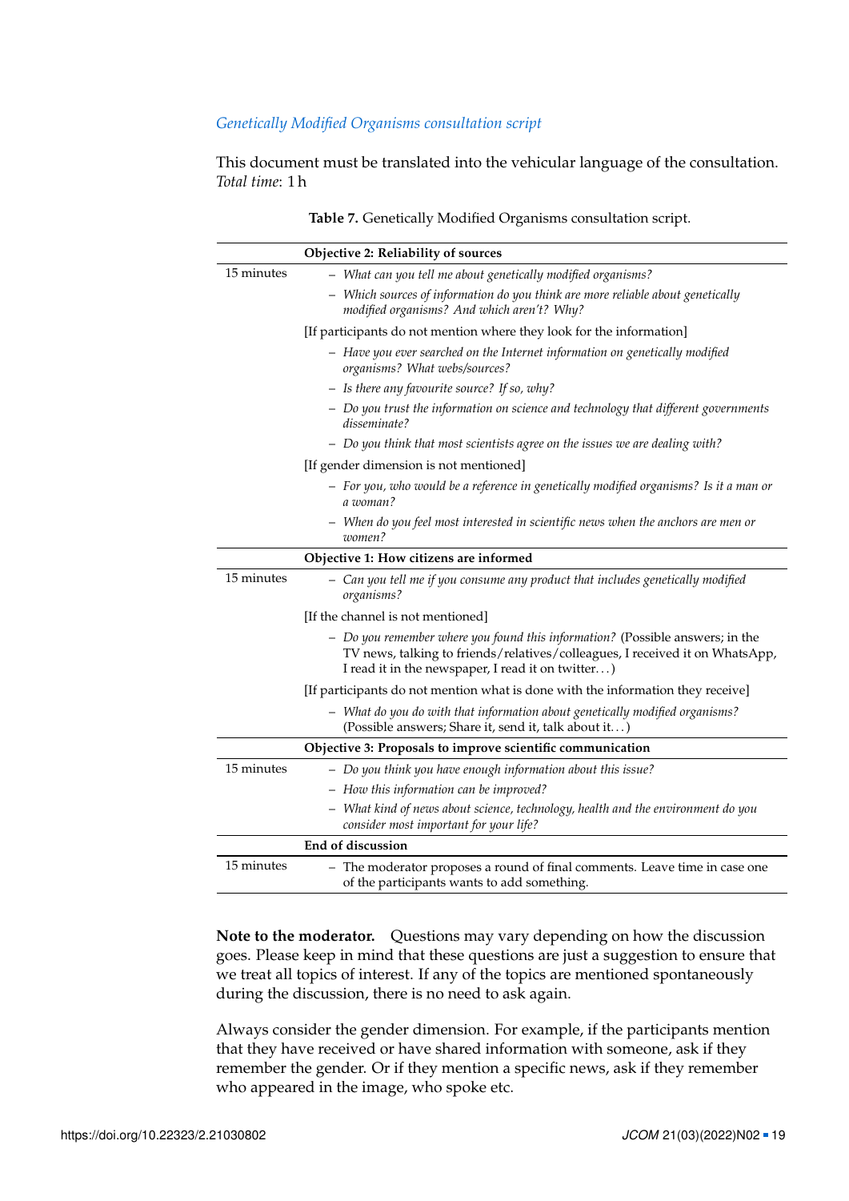*Genetically Modified Organisms consultation script*

This document must be translated into the vehicular language of the consultation.
*Total time*: 1 h

**Table 7.** Genetically Modified Organisms consultation script.

| | **Objective 2: Reliability of sources** |
|---|---|
| 15 minutes | – *What can you tell me about genetically modified organisms?* <br> – *Which sources of information do you think are more reliable about genetically modified organisms? And which aren't? Why?* <br> [If participants do not mention where they look for the information] <br> – *Have you ever searched on the Internet information on genetically modified organisms? What webs/sources?* <br> – *Is there any favourite source? If so, why?* <br> – *Do you trust the information on science and technology that different governments disseminate?* <br> – *Do you think that most scientists agree on the issues we are dealing with?* <br> [If gender dimension is not mentioned] <br> – *For you, who would be a reference in genetically modified organisms? Is it a man or a woman?* <br> – *When do you feel most interested in scientific news when the anchors are men or women?* |
| | **Objective 1: How citizens are informed** |
| 15 minutes | – *Can you tell me if you consume any product that includes genetically modified organisms?* <br> [If the channel is not mentioned] <br> – *Do you remember where you found this information?* (Possible answers; in the TV news, talking to friends/relatives/colleagues, I received it on WhatsApp, I read it in the newspaper, I read it on twitter...) <br> [If participants do not mention what is done with the information they receive] <br> – *What do you do with that information about genetically modified organisms?* (Possible answers; Share it, send it, talk about it...) |
| | **Objective 3: Proposals to improve scientific communication** |
| 15 minutes | – *Do you think you have enough information about this issue?* <br> – *How this information can be improved?* <br> – *What kind of news about science, technology, health and the environment do you consider most important for your life?* |
| | **End of discussion** |
| 15 minutes | – The moderator proposes a round of final comments. Leave time in case one of the participants wants to add something. |

**Note to the moderator.** Questions may vary depending on how the discussion goes. Please keep in mind that these questions are just a suggestion to ensure that we treat all topics of interest. If any of the topics are mentioned spontaneously during the discussion, there is no need to ask again.

Always consider the gender dimension. For example, if the participants mention that they have received or have shared information with someone, ask if they remember the gender. Or if they mention a specific news, ask if they remember who appeared in the image, who spoke etc.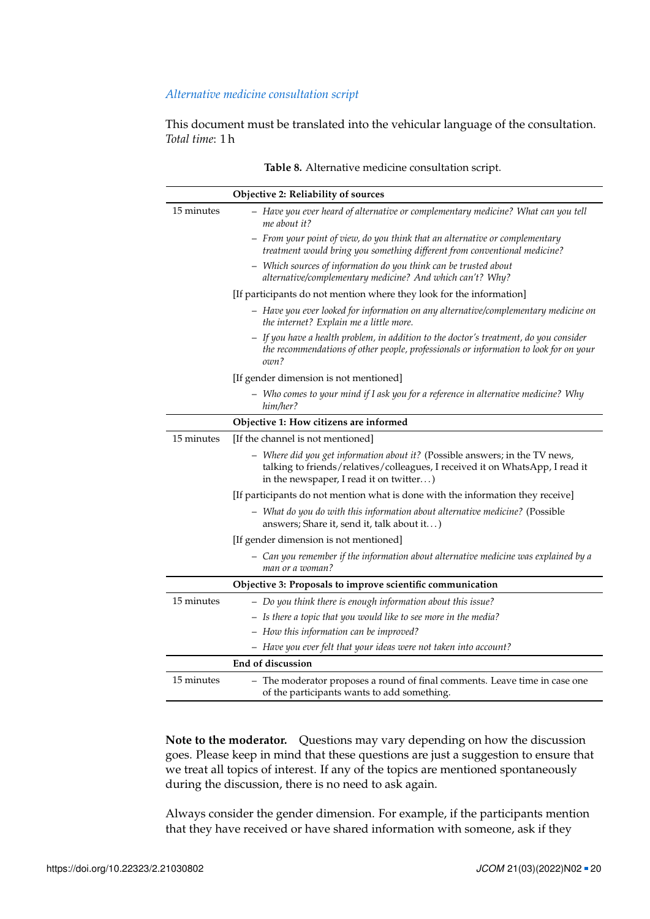*Alternative medicine consultation script*

This document must be translated into the vehicular language of the consultation.
*Total time*: 1 h

**Table 8.** Alternative medicine consultation script.

| | **Objective 2: Reliability of sources** |
|---|---|
| 15 minutes | – *Have you ever heard of alternative or complementary medicine? What can you tell me about it?* <br> – *From your point of view, do you think that an alternative or complementary treatment would bring you something different from conventional medicine?* <br> – *Which sources of information do you think can be trusted about alternative/complementary medicine? And which can't? Why?* <br> [If participants do not mention where they look for the information] <br> – *Have you ever looked for information on any alternative/complementary medicine on the internet? Explain me a little more.* <br> – *If you have a health problem, in addition to the doctor's treatment, do you consider the recommendations of other people, professionals or information to look for on your own?* <br> [If gender dimension is not mentioned] <br> – *Who comes to your mind if I ask you for a reference in alternative medicine? Why him/her?* |
| | **Objective 1: How citizens are informed** |
| 15 minutes | [If the channel is not mentioned] <br> – *Where did you get information about it?* (Possible answers; in the TV news, talking to friends/relatives/colleagues, I received it on WhatsApp, I read it in the newspaper, I read it on twitter...) <br> [If participants do not mention what is done with the information they receive] <br> – *What do you do with this information about alternative medicine?* (Possible answers; Share it, send it, talk about it...) <br> [If gender dimension is not mentioned] <br> – *Can you remember if the information about alternative medicine was explained by a man or a woman?* |
| | **Objective 3: Proposals to improve scientific communication** |
| 15 minutes | – *Do you think there is enough information about this issue?* <br> – *Is there a topic that you would like to see more in the media?* <br> – *How this information can be improved?* <br> – *Have you ever felt that your ideas were not taken into account?* |
| | **End of discussion** |
| 15 minutes | – The moderator proposes a round of final comments. Leave time in case one of the participants wants to add something. |

**Note to the moderator.** Questions may vary depending on how the discussion goes. Please keep in mind that these questions are just a suggestion to ensure that we treat all topics of interest. If any of the topics are mentioned spontaneously during the discussion, there is no need to ask again.

Always consider the gender dimension. For example, if the participants mention that they have received or have shared information with someone, ask if they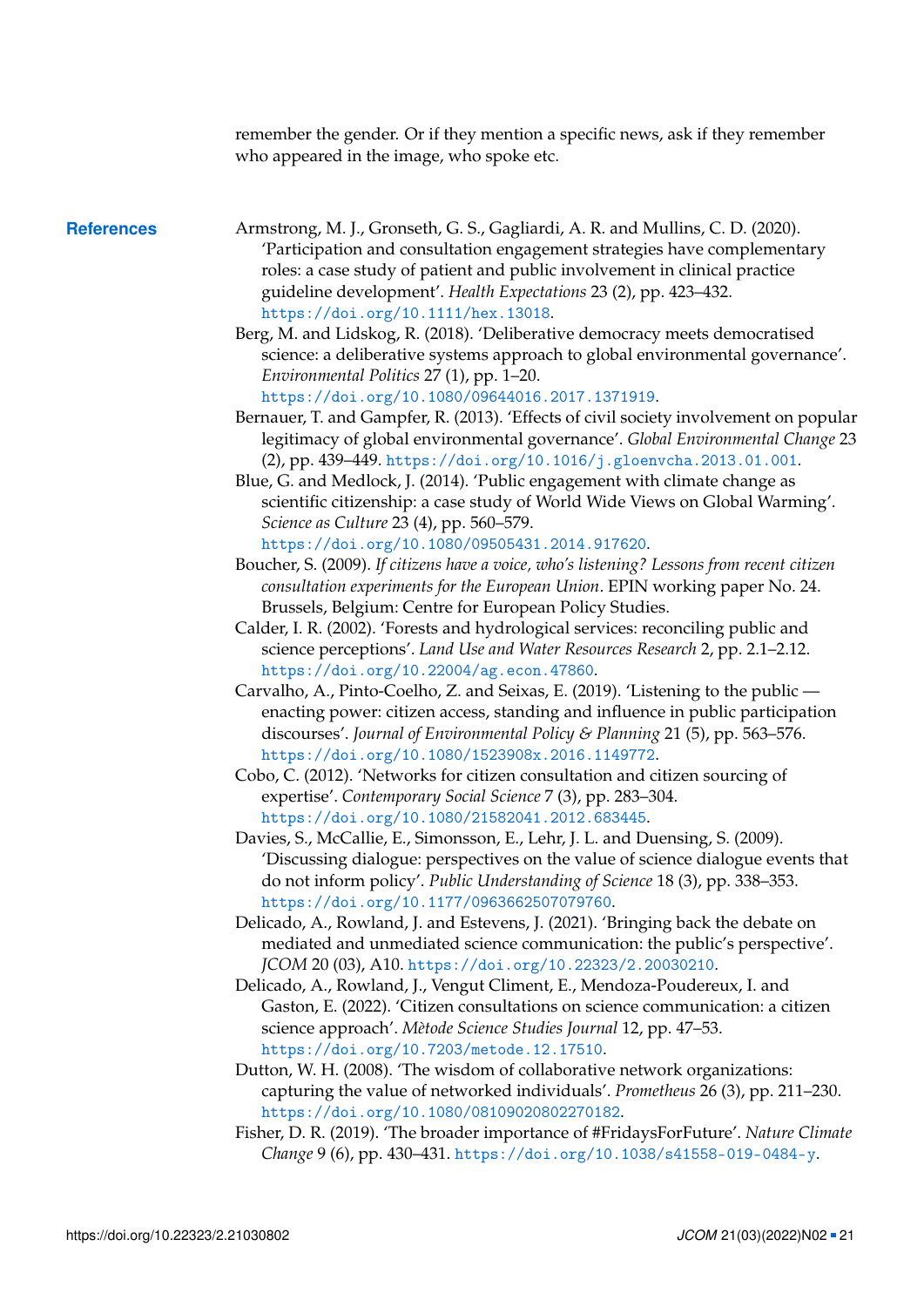remember the gender. Or if they mention a specific news, ask if they remember who appeared in the image, who spoke etc.

## References

Armstrong, M. J., Gronseth, G. S., Gagliardi, A. R. and Mullins, C. D. (2020). 'Participation and consultation engagement strategies have complementary roles: a case study of patient and public involvement in clinical practice guideline development'. *Health Expectations* 23 (2), pp. 423–432. https://doi.org/10.1111/hex.13018.

Berg, M. and Lidskog, R. (2018). 'Deliberative democracy meets democratised science: a deliberative systems approach to global environmental governance'. *Environmental Politics* 27 (1), pp. 1–20. https://doi.org/10.1080/09644016.2017.1371919.

Bernauer, T. and Gampfer, R. (2013). 'Effects of civil society involvement on popular legitimacy of global environmental governance'. *Global Environmental Change* 23 (2), pp. 439–449. https://doi.org/10.1016/j.gloenvcha.2013.01.001.

Blue, G. and Medlock, J. (2014). 'Public engagement with climate change as scientific citizenship: a case study of World Wide Views on Global Warming'. *Science as Culture* 23 (4), pp. 560–579. https://doi.org/10.1080/09505431.2014.917620.

Boucher, S. (2009). *If citizens have a voice, who's listening? Lessons from recent citizen consultation experiments for the European Union*. EPIN working paper No. 24. Brussels, Belgium: Centre for European Policy Studies.

Calder, I. R. (2002). 'Forests and hydrological services: reconciling public and science perceptions'. *Land Use and Water Resources Research* 2, pp. 2.1–2.12. https://doi.org/10.22004/ag.econ.47860.

Carvalho, A., Pinto-Coelho, Z. and Seixas, E. (2019). 'Listening to the public — enacting power: citizen access, standing and influence in public participation discourses'. *Journal of Environmental Policy & Planning* 21 (5), pp. 563–576. https://doi.org/10.1080/1523908x.2016.1149772.

Cobo, C. (2012). 'Networks for citizen consultation and citizen sourcing of expertise'. *Contemporary Social Science* 7 (3), pp. 283–304. https://doi.org/10.1080/21582041.2012.683445.

Davies, S., McCallie, E., Simonsson, E., Lehr, J. L. and Duensing, S. (2009). 'Discussing dialogue: perspectives on the value of science dialogue events that do not inform policy'. *Public Understanding of Science* 18 (3), pp. 338–353. https://doi.org/10.1177/0963662507079760.

Delicado, A., Rowland, J. and Estevens, J. (2021). 'Bringing back the debate on mediated and unmediated science communication: the public's perspective'. *JCOM* 20 (03), A10. https://doi.org/10.22323/2.20030210.

Delicado, A., Rowland, J., Vengut Climent, E., Mendoza-Poudereux, I. and Gaston, E. (2022). 'Citizen consultations on science communication: a citizen science approach'. *Mètode Science Studies Journal* 12, pp. 47–53. https://doi.org/10.7203/metode.12.17510.

Dutton, W. H. (2008). 'The wisdom of collaborative network organizations: capturing the value of networked individuals'. *Prometheus* 26 (3), pp. 211–230. https://doi.org/10.1080/08109020802270182.

Fisher, D. R. (2019). 'The broader importance of #FridaysForFuture'. *Nature Climate Change* 9 (6), pp. 430–431. https://doi.org/10.1038/s41558-019-0484-y.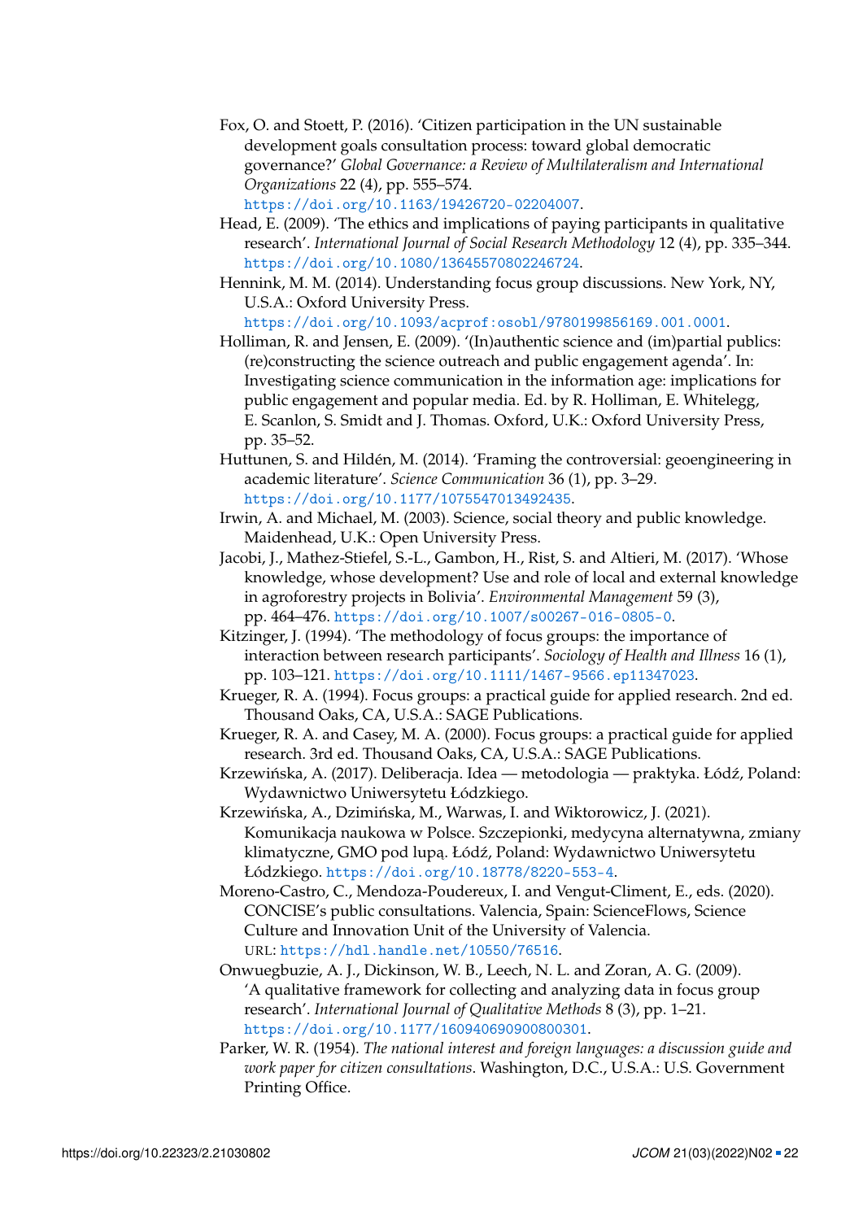Fox, O. and Stoett, P. (2016). 'Citizen participation in the UN sustainable development goals consultation process: toward global democratic governance?' *Global Governance: a Review of Multilateralism and International Organizations* 22 (4), pp. 555–574. https://doi.org/10.1163/19426720-02204007.

Head, E. (2009). 'The ethics and implications of paying participants in qualitative research'. *International Journal of Social Research Methodology* 12 (4), pp. 335–344. https://doi.org/10.1080/13645570802246724.

Hennink, M. M. (2014). Understanding focus group discussions. New York, NY, U.S.A.: Oxford University Press. https://doi.org/10.1093/acprof:osobl/9780199856169.001.0001.

Holliman, R. and Jensen, E. (2009). '(In)authentic science and (im)partial publics: (re)constructing the science outreach and public engagement agenda'. In: Investigating science communication in the information age: implications for public engagement and popular media. Ed. by R. Holliman, E. Whitelegg, E. Scanlon, S. Smidt and J. Thomas. Oxford, U.K.: Oxford University Press, pp. 35–52.

Huttunen, S. and Hildén, M. (2014). 'Framing the controversial: geoengineering in academic literature'. *Science Communication* 36 (1), pp. 3–29. https://doi.org/10.1177/1075547013492435.

Irwin, A. and Michael, M. (2003). Science, social theory and public knowledge. Maidenhead, U.K.: Open University Press.

Jacobi, J., Mathez-Stiefel, S.-L., Gambon, H., Rist, S. and Altieri, M. (2017). 'Whose knowledge, whose development? Use and role of local and external knowledge in agroforestry projects in Bolivia'. *Environmental Management* 59 (3), pp. 464–476. https://doi.org/10.1007/s00267-016-0805-0.

Kitzinger, J. (1994). 'The methodology of focus groups: the importance of interaction between research participants'. *Sociology of Health and Illness* 16 (1), pp. 103–121. https://doi.org/10.1111/1467-9566.ep11347023.

Krueger, R. A. (1994). Focus groups: a practical guide for applied research. 2nd ed. Thousand Oaks, CA, U.S.A.: SAGE Publications.

Krueger, R. A. and Casey, M. A. (2000). Focus groups: a practical guide for applied research. 3rd ed. Thousand Oaks, CA, U.S.A.: SAGE Publications.

Krzewińska, A. (2017). Deliberacja. Idea — metodologia — praktyka. Łódź, Poland: Wydawnictwo Uniwersytetu Łódzkiego.

Krzewińska, A., Dzimińska, M., Warwas, I. and Wiktorowicz, J. (2021). Komunikacja naukowa w Polsce. Szczepionki, medycyna alternatywna, zmiany klimatyczne, GMO pod lupą. Łódź, Poland: Wydawnictwo Uniwersytetu Łódzkiego. https://doi.org/10.18778/8220-553-4.

Moreno-Castro, C., Mendoza-Poudereux, I. and Vengut-Climent, E., eds. (2020). CONCISE's public consultations. Valencia, Spain: ScienceFlows, Science Culture and Innovation Unit of the University of Valencia. URL: https://hdl.handle.net/10550/76516.

Onwuegbuzie, A. J., Dickinson, W. B., Leech, N. L. and Zoran, A. G. (2009). 'A qualitative framework for collecting and analyzing data in focus group research'. *International Journal of Qualitative Methods* 8 (3), pp. 1–21. https://doi.org/10.1177/160940690900800301.

Parker, W. R. (1954). *The national interest and foreign languages: a discussion guide and work paper for citizen consultations*. Washington, D.C., U.S.A.: U.S. Government Printing Office.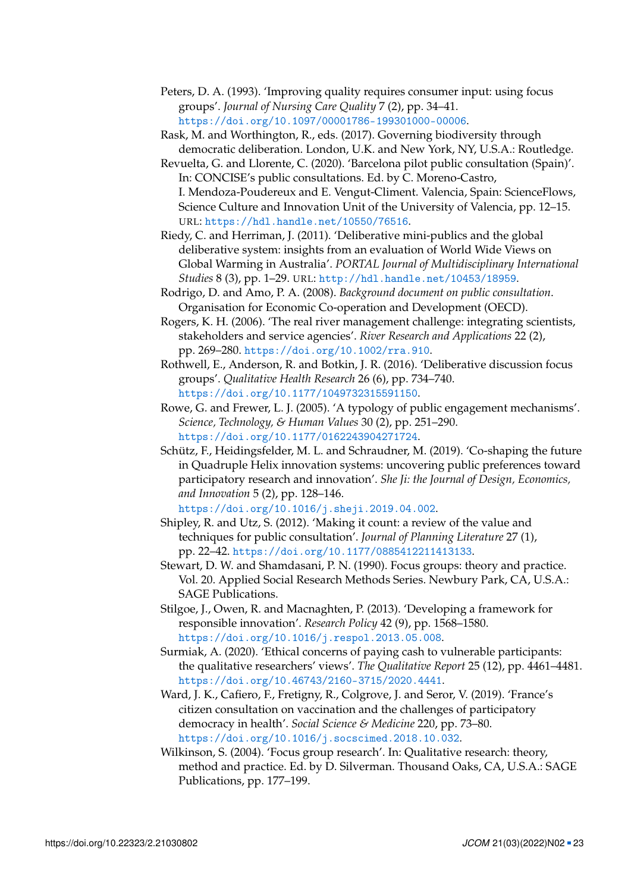Peters, D. A. (1993). 'Improving quality requires consumer input: using focus groups'. *Journal of Nursing Care Quality* 7 (2), pp. 34–41. https://doi.org/10.1097/00001786-199301000-00006.

Rask, M. and Worthington, R., eds. (2017). Governing biodiversity through democratic deliberation. London, U.K. and New York, NY, U.S.A.: Routledge.

Revuelta, G. and Llorente, C. (2020). 'Barcelona pilot public consultation (Spain)'. In: CONCISE's public consultations. Ed. by C. Moreno-Castro, I. Mendoza-Poudereux and E. Vengut-Climent. Valencia, Spain: ScienceFlows, Science Culture and Innovation Unit of the University of Valencia, pp. 12–15. URL: https://hdl.handle.net/10550/76516.

Riedy, C. and Herriman, J. (2011). 'Deliberative mini-publics and the global deliberative system: insights from an evaluation of World Wide Views on Global Warming in Australia'. *PORTAL Journal of Multidisciplinary International Studies* 8 (3), pp. 1–29. URL: http://hdl.handle.net/10453/18959.

Rodrigo, D. and Amo, P. A. (2008). *Background document on public consultation*. Organisation for Economic Co-operation and Development (OECD).

Rogers, K. H. (2006). 'The real river management challenge: integrating scientists, stakeholders and service agencies'. *River Research and Applications* 22 (2), pp. 269–280. https://doi.org/10.1002/rra.910.

Rothwell, E., Anderson, R. and Botkin, J. R. (2016). 'Deliberative discussion focus groups'. *Qualitative Health Research* 26 (6), pp. 734–740. https://doi.org/10.1177/1049732315591150.

Rowe, G. and Frewer, L. J. (2005). 'A typology of public engagement mechanisms'. *Science, Technology, & Human Values* 30 (2), pp. 251–290. https://doi.org/10.1177/0162243904271724.

Schütz, F., Heidingsfelder, M. L. and Schraudner, M. (2019). 'Co-shaping the future in Quadruple Helix innovation systems: uncovering public preferences toward participatory research and innovation'. *She Ji: the Journal of Design, Economics, and Innovation* 5 (2), pp. 128–146. https://doi.org/10.1016/j.sheji.2019.04.002.

Shipley, R. and Utz, S. (2012). 'Making it count: a review of the value and techniques for public consultation'. *Journal of Planning Literature* 27 (1), pp. 22–42. https://doi.org/10.1177/0885412211413133.

Stewart, D. W. and Shamdasani, P. N. (1990). Focus groups: theory and practice. Vol. 20. Applied Social Research Methods Series. Newbury Park, CA, U.S.A.: SAGE Publications.

Stilgoe, J., Owen, R. and Macnaghten, P. (2013). 'Developing a framework for responsible innovation'. *Research Policy* 42 (9), pp. 1568–1580. https://doi.org/10.1016/j.respol.2013.05.008.

Surmiak, A. (2020). 'Ethical concerns of paying cash to vulnerable participants: the qualitative researchers' views'. *The Qualitative Report* 25 (12), pp. 4461–4481. https://doi.org/10.46743/2160-3715/2020.4441.

Ward, J. K., Cafiero, F., Fretigny, R., Colgrove, J. and Seror, V. (2019). 'France's citizen consultation on vaccination and the challenges of participatory democracy in health'. *Social Science & Medicine* 220, pp. 73–80. https://doi.org/10.1016/j.socscimed.2018.10.032.

Wilkinson, S. (2004). 'Focus group research'. In: Qualitative research: theory, method and practice. Ed. by D. Silverman. Thousand Oaks, CA, U.S.A.: SAGE Publications, pp. 177–199.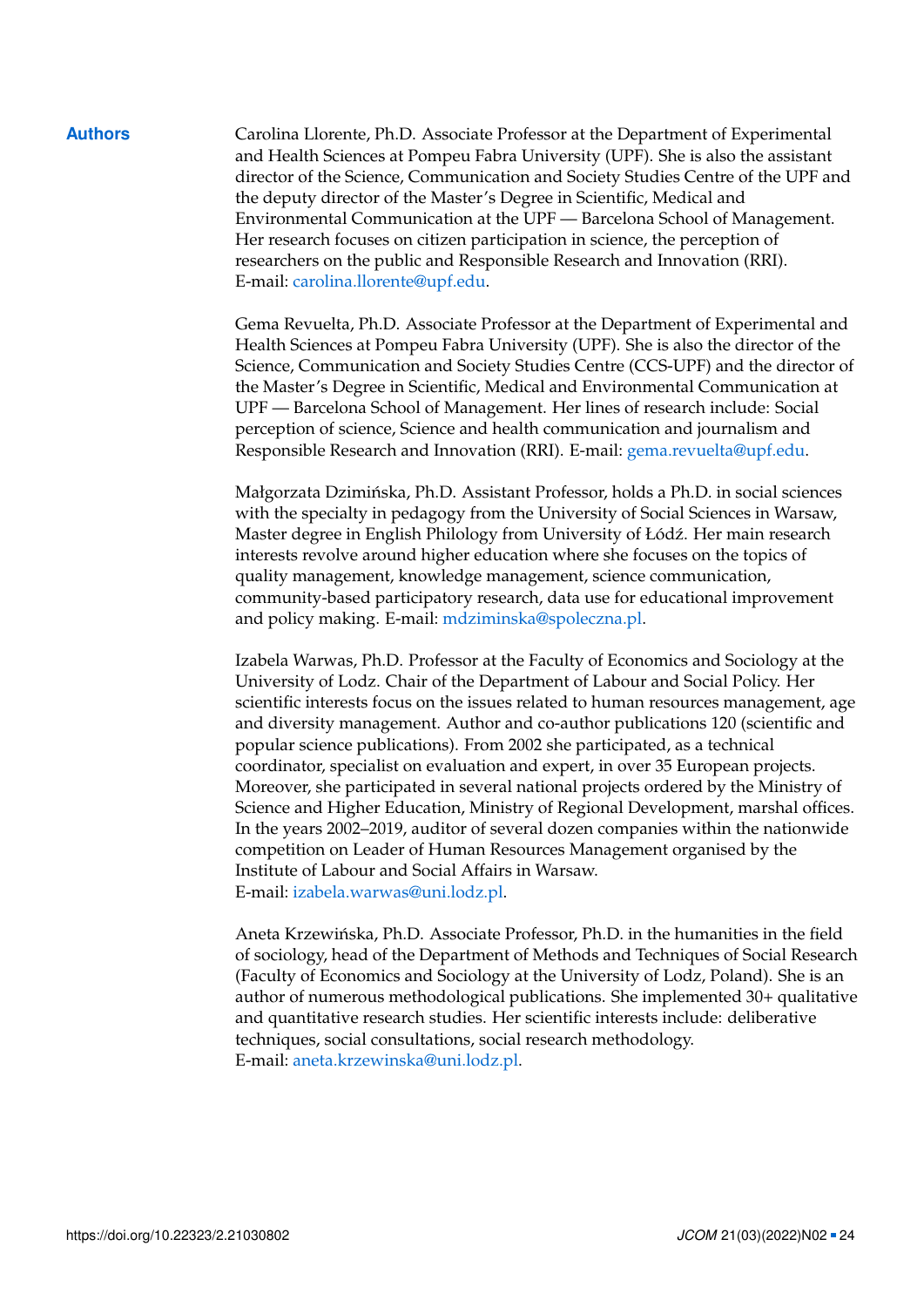## Authors

Carolina Llorente, Ph.D. Associate Professor at the Department of Experimental and Health Sciences at Pompeu Fabra University (UPF). She is also the assistant director of the Science, Communication and Society Studies Centre of the UPF and the deputy director of the Master's Degree in Scientific, Medical and Environmental Communication at the UPF — Barcelona School of Management. Her research focuses on citizen participation in science, the perception of researchers on the public and Responsible Research and Innovation (RRI). E-mail: carolina.llorente@upf.edu.

Gema Revuelta, Ph.D. Associate Professor at the Department of Experimental and Health Sciences at Pompeu Fabra University (UPF). She is also the director of the Science, Communication and Society Studies Centre (CCS-UPF) and the director of the Master's Degree in Scientific, Medical and Environmental Communication at UPF — Barcelona School of Management. Her lines of research include: Social perception of science, Science and health communication and journalism and Responsible Research and Innovation (RRI). E-mail: gema.revuelta@upf.edu.

Małgorzata Dzimińska, Ph.D. Assistant Professor, holds a Ph.D. in social sciences with the specialty in pedagogy from the University of Social Sciences in Warsaw, Master degree in English Philology from University of Łódź. Her main research interests revolve around higher education where she focuses on the topics of quality management, knowledge management, science communication, community-based participatory research, data use for educational improvement and policy making. E-mail: mdziminska@spoleczna.pl.

Izabela Warwas, Ph.D. Professor at the Faculty of Economics and Sociology at the University of Lodz. Chair of the Department of Labour and Social Policy. Her scientific interests focus on the issues related to human resources management, age and diversity management. Author and co-author publications 120 (scientific and popular science publications). From 2002 she participated, as a technical coordinator, specialist on evaluation and expert, in over 35 European projects. Moreover, she participated in several national projects ordered by the Ministry of Science and Higher Education, Ministry of Regional Development, marshal offices. In the years 2002–2019, auditor of several dozen companies within the nationwide competition on Leader of Human Resources Management organised by the Institute of Labour and Social Affairs in Warsaw.
E-mail: izabela.warwas@uni.lodz.pl.

Aneta Krzewińska, Ph.D. Associate Professor, Ph.D. in the humanities in the field of sociology, head of the Department of Methods and Techniques of Social Research (Faculty of Economics and Sociology at the University of Lodz, Poland). She is an author of numerous methodological publications. She implemented 30+ qualitative and quantitative research studies. Her scientific interests include: deliberative techniques, social consultations, social research methodology.
E-mail: aneta.krzewinska@uni.lodz.pl.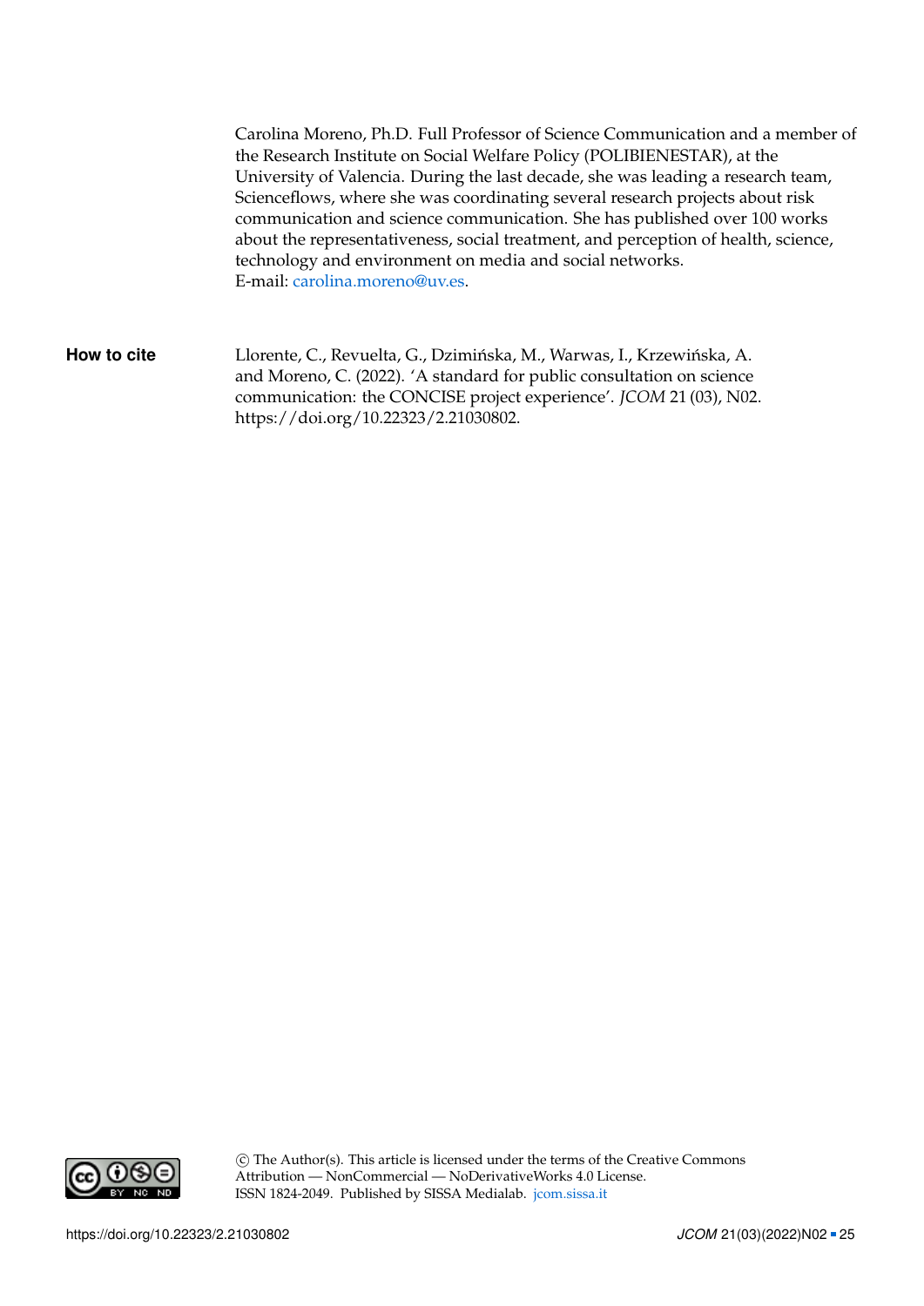Carolina Moreno, Ph.D. Full Professor of Science Communication and a member of the Research Institute on Social Welfare Policy (POLIBIENESTAR), at the University of Valencia. During the last decade, she was leading a research team, Scienceflows, where she was coordinating several research projects about risk communication and science communication. She has published over 100 works about the representativeness, social treatment, and perception of health, science, technology and environment on media and social networks.
E-mail: carolina.moreno@uv.es.

**How to cite**

Llorente, C., Revuelta, G., Dzimińska, M., Warwas, I., Krzewińska, A. and Moreno, C. (2022). 'A standard for public consultation on science communication: the CONCISE project experience'. *JCOM* 21 (03), N02. https://doi.org/10.22323/2.21030802.

© The Author(s). This article is licensed under the terms of the Creative Commons Attribution — NonCommercial — NoDerivativeWorks 4.0 License.
ISSN 1824-2049. Published by SISSA Medialab. jcom.sissa.it